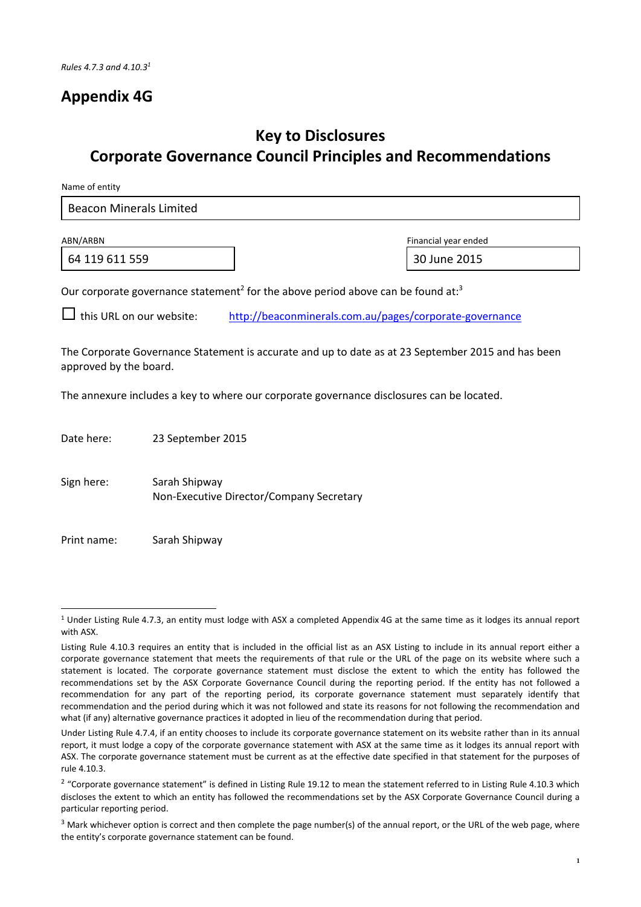*Rules 4.7.3 and 4.10.3[1]*

# Appendix 4G

## Key to Disclosures
## Corporate Governance Council Principles and Recommendations

Name of entity

| Beacon Minerals Limited |
|---|

| ABN/ARBN | Financial year ended |
|---|---|
| 64 119 611 559 | 30 June 2015 |

Our corporate governance statement[2] for the above period above can be found at:[3]

☐ this URL on our website: http://beaconminerals.com.au/pages/corporate-governance

The Corporate Governance Statement is accurate and up to date as at 23 September 2015 and has been approved by the board.

The annexure includes a key to where our corporate governance disclosures can be located.

Date here: 23 September 2015

Sign here: Sarah Shipway
Non-Executive Director/Company Secretary

Print name: Sarah Shipway

---

[1] Under Listing Rule 4.7.3, an entity must lodge with ASX a completed Appendix 4G at the same time as it lodges its annual report with ASX.

Listing Rule 4.10.3 requires an entity that is included in the official list as an ASX Listing to include in its annual report either a corporate governance statement that meets the requirements of that rule or the URL of the page on its website where such a statement is located. The corporate governance statement must disclose the extent to which the entity has followed the recommendations set by the ASX Corporate Governance Council during the reporting period. If the entity has not followed a recommendation for any part of the reporting period, its corporate governance statement must separately identify that recommendation and the period during which it was not followed and state its reasons for not following the recommendation and what (if any) alternative governance practices it adopted in lieu of the recommendation during that period.

Under Listing Rule 4.7.4, if an entity chooses to include its corporate governance statement on its website rather than in its annual report, it must lodge a copy of the corporate governance statement with ASX at the same time as it lodges its annual report with ASX. The corporate governance statement must be current as at the effective date specified in that statement for the purposes of rule 4.10.3.

[2] "Corporate governance statement" is defined in Listing Rule 19.12 to mean the statement referred to in Listing Rule 4.10.3 which discloses the extent to which an entity has followed the recommendations set by the ASX Corporate Governance Council during a particular reporting period.

[3] Mark whichever option is correct and then complete the page number(s) of the annual report, or the URL of the web page, where the entity's corporate governance statement can be found.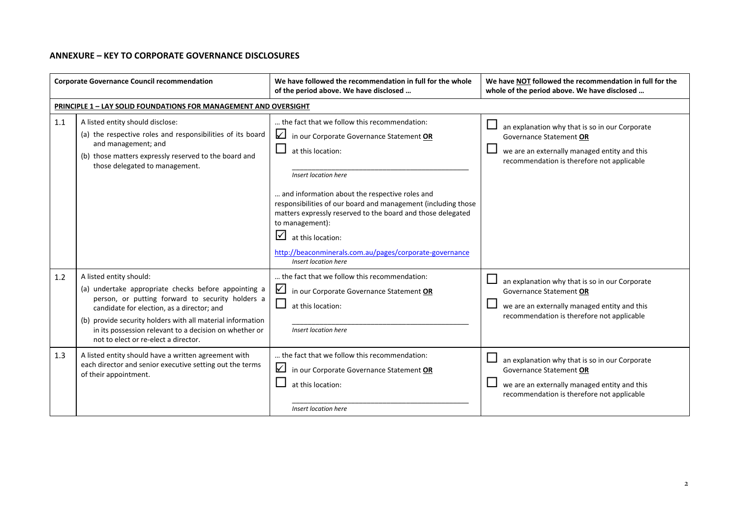## ANNEXURE – KEY TO CORPORATE GOVERNANCE DISCLOSURES

| | Corporate Governance Council recommendation | We have followed the recommendation in full for the whole of the period above. We have disclosed … | We have <u>NOT</u> followed the recommendation in full for the whole of the period above. We have disclosed … |
|---|---|---|---|
| **<u>PRINCIPLE 1 – LAY SOLID FOUNDATIONS FOR MANAGEMENT AND OVERSIGHT</u>** | | | |
| 1.1 | A listed entity should disclose:<br>(a) the respective roles and responsibilities of its board and management; and<br>(b) those matters expressly reserved to the board and those delegated to management. | … the fact that we follow this recommendation:<br>☑ in our Corporate Governance Statement **OR**<br>☐ at this location:<br>\_\_\_\_\_\_\_\_\_\_\_\_\_\_\_\_\_\_\_\_\_\_\_\_\_\_\_\_\_\_\_\_\_\_\_\_\_<br>*Insert location here*<br>… and information about the respective roles and responsibilities of our board and management (including those matters expressly reserved to the board and those delegated to management):<br>☑ at this location:<br>http://beaconminerals.com.au/pages/corporate-governance<br>*Insert location here* | ☐ an explanation why that is so in our Corporate Governance Statement **OR**<br>☐ we are an externally managed entity and this recommendation is therefore not applicable |
| 1.2 | A listed entity should:<br>(a) undertake appropriate checks before appointing a person, or putting forward to security holders a candidate for election, as a director; and<br>(b) provide security holders with all material information in its possession relevant to a decision on whether or not to elect or re-elect a director. | … the fact that we follow this recommendation:<br>☑ in our Corporate Governance Statement **OR**<br>☐ at this location:<br>\_\_\_\_\_\_\_\_\_\_\_\_\_\_\_\_\_\_\_\_\_\_\_\_\_\_\_\_\_\_\_\_\_\_\_\_\_<br>*Insert location here* | ☐ an explanation why that is so in our Corporate Governance Statement **OR**<br>☐ we are an externally managed entity and this recommendation is therefore not applicable |
| 1.3 | A listed entity should have a written agreement with each director and senior executive setting out the terms of their appointment. | … the fact that we follow this recommendation:<br>☑ in our Corporate Governance Statement **OR**<br>☐ at this location:<br>\_\_\_\_\_\_\_\_\_\_\_\_\_\_\_\_\_\_\_\_\_\_\_\_\_\_\_\_\_\_\_\_\_\_\_\_\_<br>*Insert location here* | ☐ an explanation why that is so in our Corporate Governance Statement **OR**<br>☐ we are an externally managed entity and this recommendation is therefore not applicable |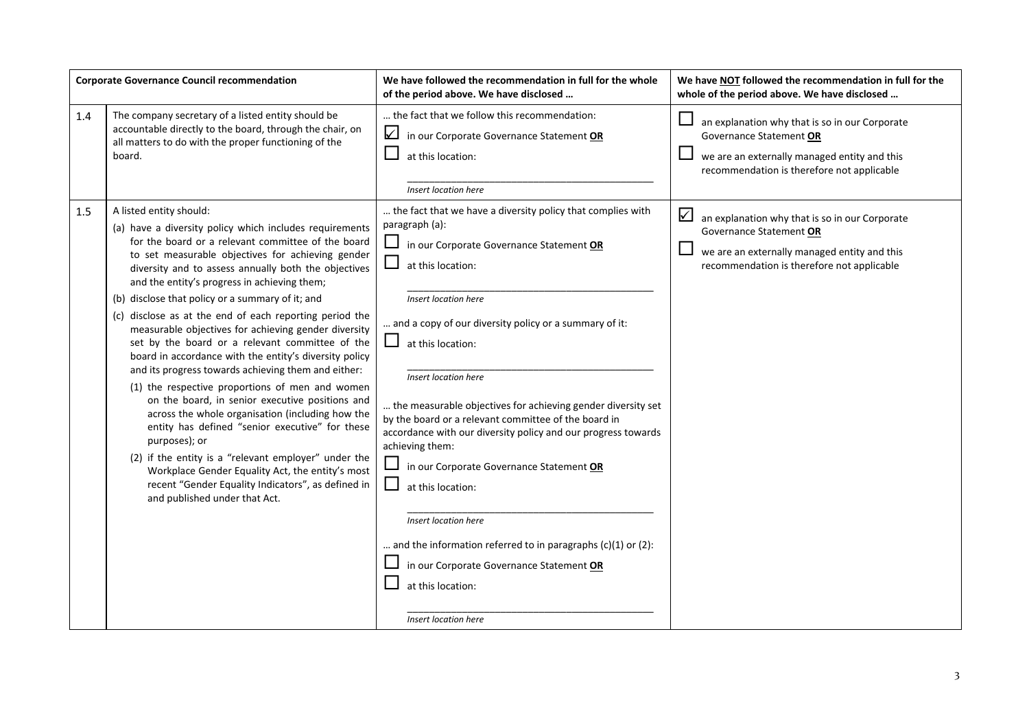| | Corporate Governance Council recommendation | We have followed the recommendation in full for the whole of the period above. We have disclosed … | We have **NOT** followed the recommendation in full for the whole of the period above. We have disclosed … |
|---|---|---|---|
| 1.4 | The company secretary of a listed entity should be accountable directly to the board, through the chair, on all matters to do with the proper functioning of the board. | … the fact that we follow this recommendation:<br>☑ in our Corporate Governance Statement **OR**<br>☐ at this location:<br>\_\_\_\_\_\_\_\_\_\_\_\_\_\_\_\_\_\_\_\_\_\_\_\_\_\_\_\_\_\_\_\_\_\_\_\_\_\_\_\_<br>*Insert location here* | ☐ an explanation why that is so in our Corporate Governance Statement **OR**<br>☐ we are an externally managed entity and this recommendation is therefore not applicable |
| 1.5 | A listed entity should:<br>(a) have a diversity policy which includes requirements for the board or a relevant committee of the board to set measurable objectives for achieving gender diversity and to assess annually both the objectives and the entity's progress in achieving them;<br>(b) disclose that policy or a summary of it; and<br>(c) disclose as at the end of each reporting period the measurable objectives for achieving gender diversity set by the board or a relevant committee of the board in accordance with the entity's diversity policy and its progress towards achieving them and either:<br>(1) the respective proportions of men and women on the board, in senior executive positions and across the whole organisation (including how the entity has defined "senior executive" for these purposes); or<br>(2) if the entity is a "relevant employer" under the Workplace Gender Equality Act, the entity's most recent "Gender Equality Indicators", as defined in and published under that Act. | … the fact that we have a diversity policy that complies with paragraph (a):<br>☐ in our Corporate Governance Statement **OR**<br>☐ at this location:<br>\_\_\_\_\_\_\_\_\_\_\_\_\_\_\_\_\_\_\_\_\_\_\_\_\_\_\_\_\_\_\_\_\_\_\_\_\_\_\_\_<br>*Insert location here*<br>… and a copy of our diversity policy or a summary of it:<br>☐ at this location:<br>\_\_\_\_\_\_\_\_\_\_\_\_\_\_\_\_\_\_\_\_\_\_\_\_\_\_\_\_\_\_\_\_\_\_\_\_\_\_\_\_<br>*Insert location here*<br>… the measurable objectives for achieving gender diversity set by the board or a relevant committee of the board in accordance with our diversity policy and our progress towards achieving them:<br>☐ in our Corporate Governance Statement **OR**<br>☐ at this location:<br>\_\_\_\_\_\_\_\_\_\_\_\_\_\_\_\_\_\_\_\_\_\_\_\_\_\_\_\_\_\_\_\_\_\_\_\_\_\_\_\_<br>*Insert location here*<br>… and the information referred to in paragraphs (c)(1) or (2):<br>☐ in our Corporate Governance Statement **OR**<br>☐ at this location:<br>\_\_\_\_\_\_\_\_\_\_\_\_\_\_\_\_\_\_\_\_\_\_\_\_\_\_\_\_\_\_\_\_\_\_\_\_\_\_\_\_<br>*Insert location here* | ☑ an explanation why that is so in our Corporate Governance Statement **OR**<br>☐ we are an externally managed entity and this recommendation is therefore not applicable |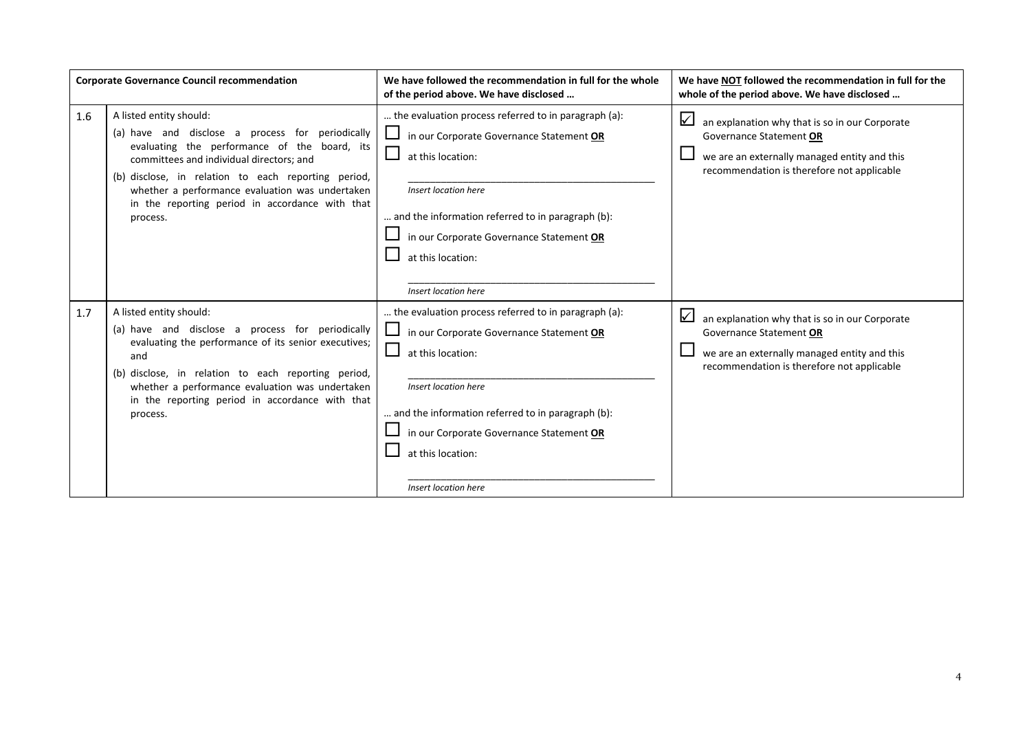| | Corporate Governance Council recommendation | We have followed the recommendation in full for the whole of the period above. We have disclosed … | We have NOT followed the recommendation in full for the whole of the period above. We have disclosed … |
|---|---|---|---|
| 1.6 | A listed entity should:<br>(a) have and disclose a process for periodically evaluating the performance of the board, its committees and individual directors; and<br>(b) disclose, in relation to each reporting period, whether a performance evaluation was undertaken in the reporting period in accordance with that process. | … the evaluation process referred to in paragraph (a):<br>☐ in our Corporate Governance Statement **OR**<br>☐ at this location:<br>\_\_\_\_\_\_\_\_\_\_\_\_\_\_\_\_\_\_\_\_\_\_\_\_<br>*Insert location here*<br>… and the information referred to in paragraph (b):<br>☐ in our Corporate Governance Statement **OR**<br>☐ at this location:<br>\_\_\_\_\_\_\_\_\_\_\_\_\_\_\_\_\_\_\_\_\_\_\_\_<br>*Insert location here* | ☑ an explanation why that is so in our Corporate Governance Statement **OR**<br>☐ we are an externally managed entity and this recommendation is therefore not applicable |
| 1.7 | A listed entity should:<br>(a) have and disclose a process for periodically evaluating the performance of its senior executives; and<br>(b) disclose, in relation to each reporting period, whether a performance evaluation was undertaken in the reporting period in accordance with that process. | … the evaluation process referred to in paragraph (a):<br>☐ in our Corporate Governance Statement **OR**<br>☐ at this location:<br>\_\_\_\_\_\_\_\_\_\_\_\_\_\_\_\_\_\_\_\_\_\_\_\_<br>*Insert location here*<br>… and the information referred to in paragraph (b):<br>☐ in our Corporate Governance Statement **OR**<br>☐ at this location:<br>\_\_\_\_\_\_\_\_\_\_\_\_\_\_\_\_\_\_\_\_\_\_\_\_<br>*Insert location here* | ☑ an explanation why that is so in our Corporate Governance Statement **OR**<br>☐ we are an externally managed entity and this recommendation is therefore not applicable |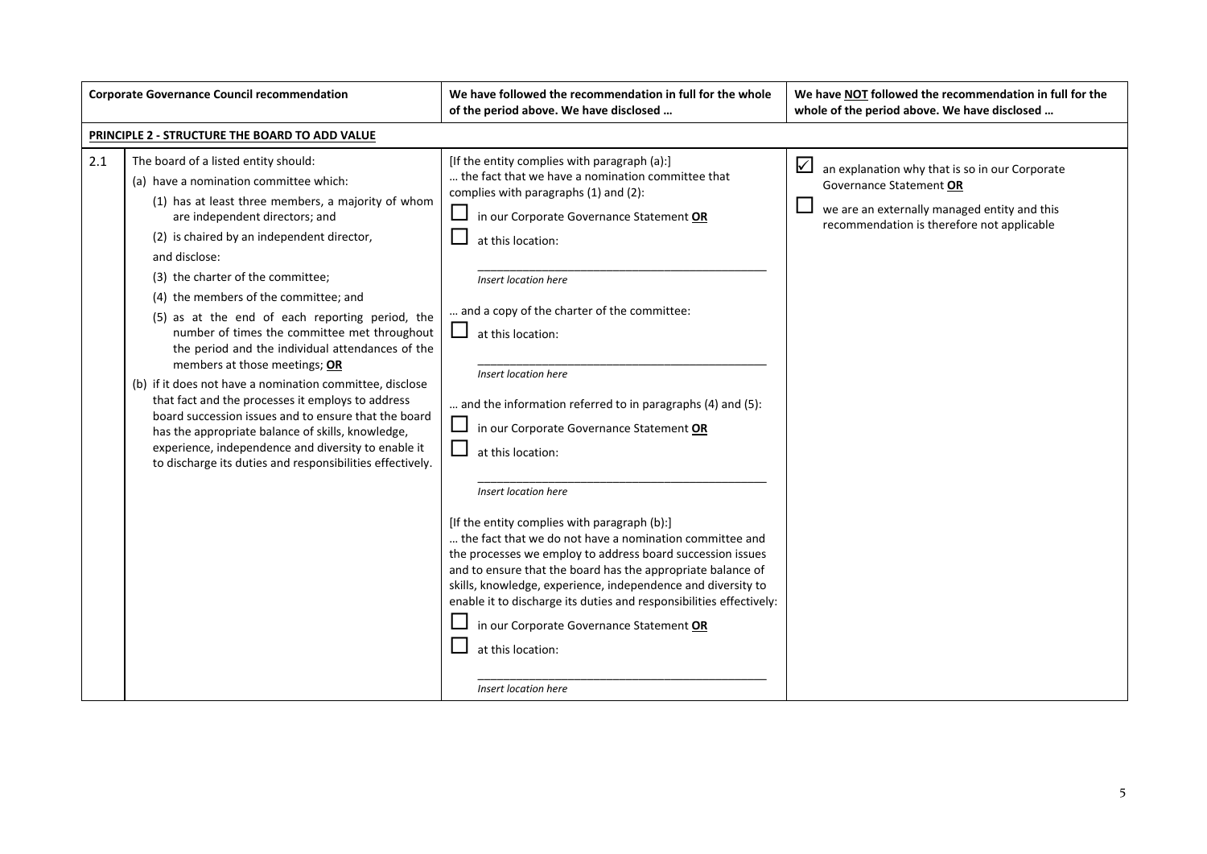| | Corporate Governance Council recommendation | We have followed the recommendation in full for the whole of the period above. We have disclosed … | We have **NOT** followed the recommendation in full for the whole of the period above. We have disclosed … |
|---|---|---|---|
| **PRINCIPLE 2 - STRUCTURE THE BOARD TO ADD VALUE** | | | |
| 2.1 | The board of a listed entity should:<br>(a) have a nomination committee which:<br>(1) has at least three members, a majority of whom are independent directors; and<br>(2) is chaired by an independent director,<br>and disclose:<br>(3) the charter of the committee;<br>(4) the members of the committee; and<br>(5) as at the end of each reporting period, the number of times the committee met throughout the period and the individual attendances of the members at those meetings; **OR**<br>(b) if it does not have a nomination committee, disclose that fact and the processes it employs to address board succession issues and to ensure that the board has the appropriate balance of skills, knowledge, experience, independence and diversity to enable it to discharge its duties and responsibilities effectively. | [If the entity complies with paragraph (a):]<br>… the fact that we have a nomination committee that complies with paragraphs (1) and (2):<br>☐ in our Corporate Governance Statement **OR**<br>☐ at this location:<br>\_\_\_\_\_\_\_\_\_\_\_\_\_\_\_\_\_\_\_\_\_\_\_\_<br>*Insert location here*<br>… and a copy of the charter of the committee:<br>☐ at this location:<br>\_\_\_\_\_\_\_\_\_\_\_\_\_\_\_\_\_\_\_\_\_\_\_\_<br>*Insert location here*<br>… and the information referred to in paragraphs (4) and (5):<br>☐ in our Corporate Governance Statement **OR**<br>☐ at this location:<br>\_\_\_\_\_\_\_\_\_\_\_\_\_\_\_\_\_\_\_\_\_\_\_\_<br>*Insert location here*<br>[If the entity complies with paragraph (b):]<br>… the fact that we do not have a nomination committee and the processes we employ to address board succession issues and to ensure that the board has the appropriate balance of skills, knowledge, experience, independence and diversity to enable it to discharge its duties and responsibilities effectively:<br>☐ in our Corporate Governance Statement **OR**<br>☐ at this location:<br>\_\_\_\_\_\_\_\_\_\_\_\_\_\_\_\_\_\_\_\_\_\_\_\_<br>*Insert location here* | ☑ an explanation why that is so in our Corporate Governance Statement **OR**<br>☐ we are an externally managed entity and this recommendation is therefore not applicable |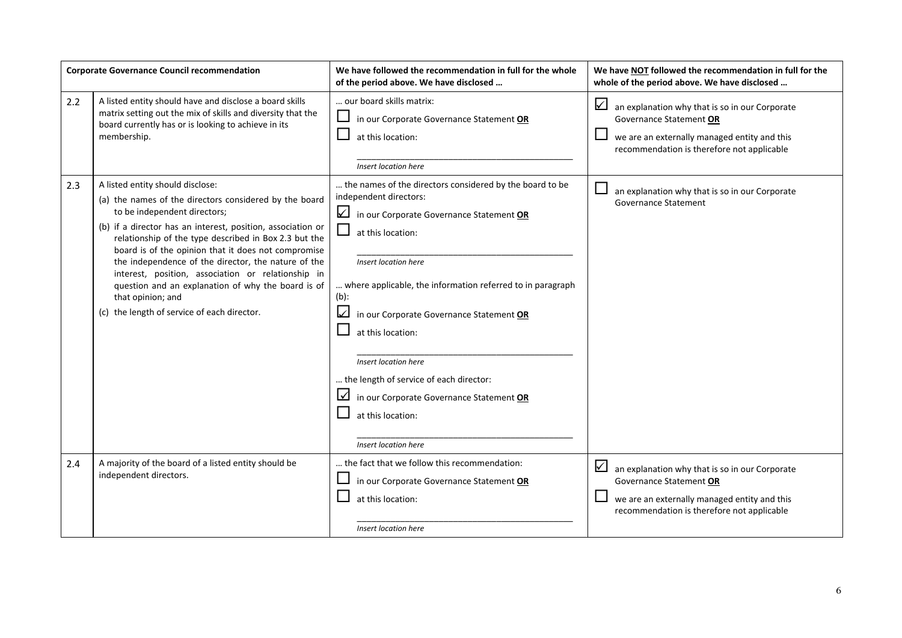| | Corporate Governance Council recommendation | We have followed the recommendation in full for the whole of the period above. We have disclosed … | We have NOT followed the recommendation in full for the whole of the period above. We have disclosed … |
|---|---|---|---|
| 2.2 | A listed entity should have and disclose a board skills matrix setting out the mix of skills and diversity that the board currently has or is looking to achieve in its membership. | … our board skills matrix:<br>☐ in our Corporate Governance Statement **OR**<br>☐ at this location:<br>\_\_\_\_\_\_\_\_\_\_\_\_\_\_\_\_\_\_\_\_<br>*Insert location here* | ☑ an explanation why that is so in our Corporate Governance Statement **OR**<br>☐ we are an externally managed entity and this recommendation is therefore not applicable |
| 2.3 | A listed entity should disclose:<br>(a) the names of the directors considered by the board to be independent directors;<br>(b) if a director has an interest, position, association or relationship of the type described in Box 2.3 but the board is of the opinion that it does not compromise the independence of the director, the nature of the interest, position, association or relationship in question and an explanation of why the board is of that opinion; and<br>(c) the length of service of each director. | … the names of the directors considered by the board to be independent directors:<br>☑ in our Corporate Governance Statement **OR**<br>☐ at this location:<br>\_\_\_\_\_\_\_\_\_\_\_\_\_\_\_\_\_\_\_\_<br>*Insert location here*<br>… where applicable, the information referred to in paragraph (b):<br>☑ in our Corporate Governance Statement **OR**<br>☐ at this location:<br>\_\_\_\_\_\_\_\_\_\_\_\_\_\_\_\_\_\_\_\_<br>*Insert location here*<br>… the length of service of each director:<br>☑ in our Corporate Governance Statement **OR**<br>☐ at this location:<br>\_\_\_\_\_\_\_\_\_\_\_\_\_\_\_\_\_\_\_\_<br>*Insert location here* | ☐ an explanation why that is so in our Corporate Governance Statement |
| 2.4 | A majority of the board of a listed entity should be independent directors. | … the fact that we follow this recommendation:<br>☐ in our Corporate Governance Statement **OR**<br>☐ at this location:<br>\_\_\_\_\_\_\_\_\_\_\_\_\_\_\_\_\_\_\_\_<br>*Insert location here* | ☑ an explanation why that is so in our Corporate Governance Statement **OR**<br>☐ we are an externally managed entity and this recommendation is therefore not applicable |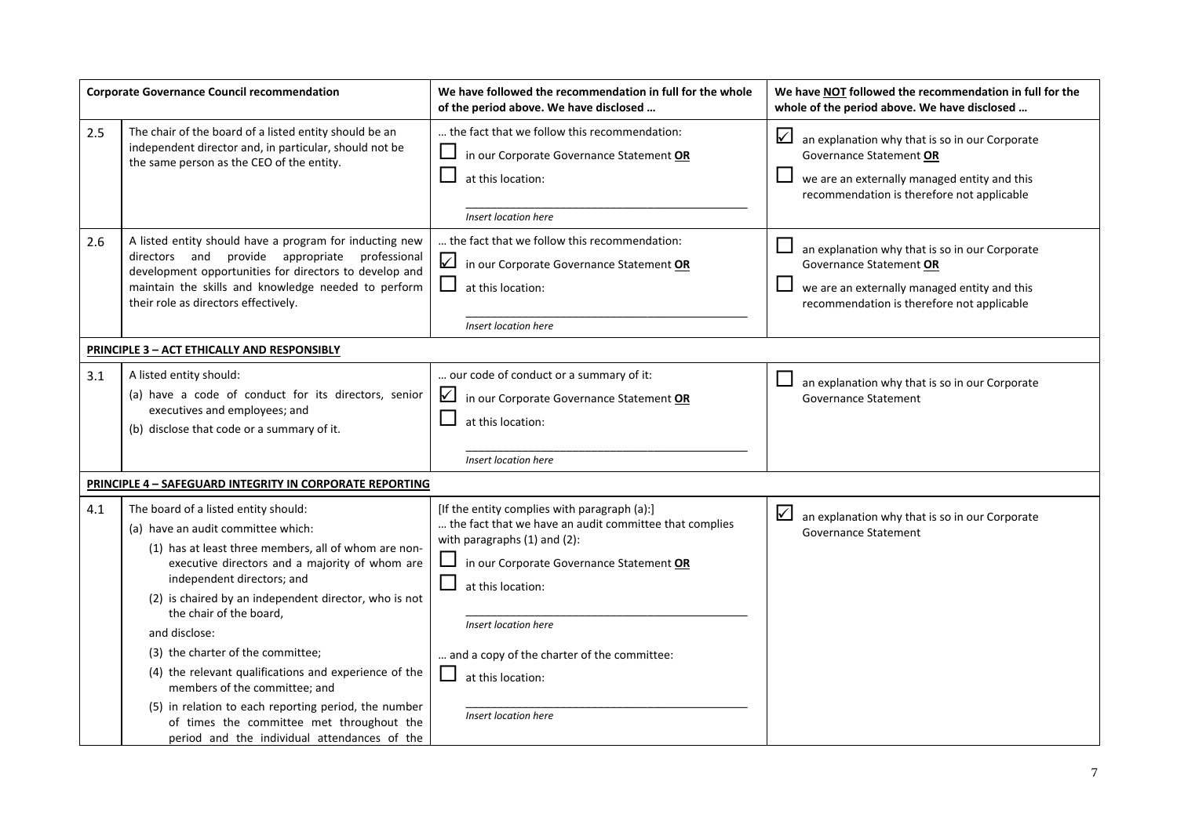| | Corporate Governance Council recommendation | We have followed the recommendation in full for the whole of the period above. We have disclosed … | We have NOT followed the recommendation in full for the whole of the period above. We have disclosed … |
|---|---|---|---|
| 2.5 | The chair of the board of a listed entity should be an independent director and, in particular, should not be the same person as the CEO of the entity. | … the fact that we follow this recommendation:<br>☐ in our Corporate Governance Statement **OR**<br>☐ at this location:<br>\_\_\_\_\_\_\_\_\_\_\_\_\_\_\_\_\_\_\_\_<br>*Insert location here* | ☑ an explanation why that is so in our Corporate Governance Statement **OR**<br>☐ we are an externally managed entity and this recommendation is therefore not applicable |
| 2.6 | A listed entity should have a program for inducting new directors and provide appropriate professional development opportunities for directors to develop and maintain the skills and knowledge needed to perform their role as directors effectively. | … the fact that we follow this recommendation:<br>☑ in our Corporate Governance Statement **OR**<br>☐ at this location:<br>\_\_\_\_\_\_\_\_\_\_\_\_\_\_\_\_\_\_\_\_<br>*Insert location here* | ☐ an explanation why that is so in our Corporate Governance Statement **OR**<br>☐ we are an externally managed entity and this recommendation is therefore not applicable |
| **PRINCIPLE 3 – ACT ETHICALLY AND RESPONSIBLY** | | | |
| 3.1 | A listed entity should:<br>(a) have a code of conduct for its directors, senior executives and employees; and<br>(b) disclose that code or a summary of it. | … our code of conduct or a summary of it:<br>☑ in our Corporate Governance Statement **OR**<br>☐ at this location:<br>\_\_\_\_\_\_\_\_\_\_\_\_\_\_\_\_\_\_\_\_<br>*Insert location here* | ☐ an explanation why that is so in our Corporate Governance Statement |
| **PRINCIPLE 4 – SAFEGUARD INTEGRITY IN CORPORATE REPORTING** | | | |
| 4.1 | The board of a listed entity should:<br>(a) have an audit committee which:<br>(1) has at least three members, all of whom are non-executive directors and a majority of whom are independent directors; and<br>(2) is chaired by an independent director, who is not the chair of the board,<br>and disclose:<br>(3) the charter of the committee;<br>(4) the relevant qualifications and experience of the members of the committee; and<br>(5) in relation to each reporting period, the number of times the committee met throughout the period and the individual attendances of the | [If the entity complies with paragraph (a):]<br>… the fact that we have an audit committee that complies with paragraphs (1) and (2):<br>☐ in our Corporate Governance Statement **OR**<br>☐ at this location:<br>\_\_\_\_\_\_\_\_\_\_\_\_\_\_\_\_\_\_\_\_<br>*Insert location here*<br>… and a copy of the charter of the committee:<br>☐ at this location:<br>\_\_\_\_\_\_\_\_\_\_\_\_\_\_\_\_\_\_\_\_<br>*Insert location here* | ☑ an explanation why that is so in our Corporate Governance Statement |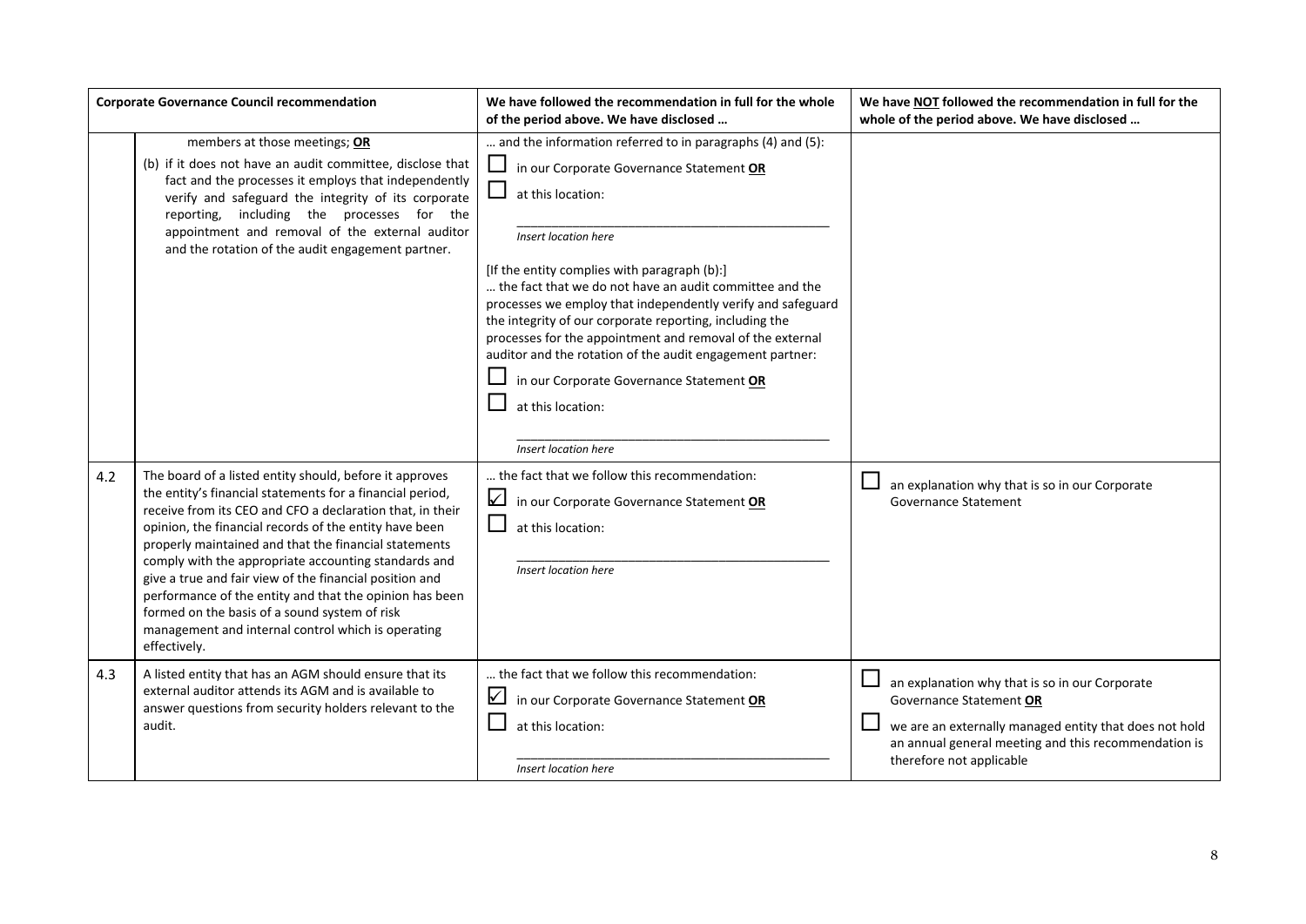| Corporate Governance Council recommendation | | We have followed the recommendation in full for the whole of the period above. We have disclosed … | We have NOT followed the recommendation in full for the whole of the period above. We have disclosed … |
|---|---|---|---|
| | members at those meetings; **OR**<br>(b) if it does not have an audit committee, disclose that fact and the processes it employs that independently verify and safeguard the integrity of its corporate reporting, including the processes for the appointment and removal of the external auditor and the rotation of the audit engagement partner. | … and the information referred to in paragraphs (4) and (5):<br>☐ in our Corporate Governance Statement **OR**<br>☐ at this location:<br>\_\_\_\_\_\_\_\_\_\_\_\_\_\_\_\_\_\_\_\_\_\_\_\_<br>*Insert location here*<br>[If the entity complies with paragraph (b):]<br>… the fact that we do not have an audit committee and the processes we employ that independently verify and safeguard the integrity of our corporate reporting, including the processes for the appointment and removal of the external auditor and the rotation of the audit engagement partner:<br>☐ in our Corporate Governance Statement **OR**<br>☐ at this location:<br>\_\_\_\_\_\_\_\_\_\_\_\_\_\_\_\_\_\_\_\_\_\_\_\_<br>*Insert location here* | |
| 4.2 | The board of a listed entity should, before it approves the entity's financial statements for a financial period, receive from its CEO and CFO a declaration that, in their opinion, the financial records of the entity have been properly maintained and that the financial statements comply with the appropriate accounting standards and give a true and fair view of the financial position and performance of the entity and that the opinion has been formed on the basis of a sound system of risk management and internal control which is operating effectively. | … the fact that we follow this recommendation:<br>☑ in our Corporate Governance Statement **OR**<br>☐ at this location:<br>\_\_\_\_\_\_\_\_\_\_\_\_\_\_\_\_\_\_\_\_\_\_\_\_<br>*Insert location here* | ☐ an explanation why that is so in our Corporate Governance Statement |
| 4.3 | A listed entity that has an AGM should ensure that its external auditor attends its AGM and is available to answer questions from security holders relevant to the audit. | … the fact that we follow this recommendation:<br>☑ in our Corporate Governance Statement **OR**<br>☐ at this location:<br>\_\_\_\_\_\_\_\_\_\_\_\_\_\_\_\_\_\_\_\_\_\_\_\_<br>*Insert location here* | ☐ an explanation why that is so in our Corporate Governance Statement **OR**<br>☐ we are an externally managed entity that does not hold an annual general meeting and this recommendation is therefore not applicable |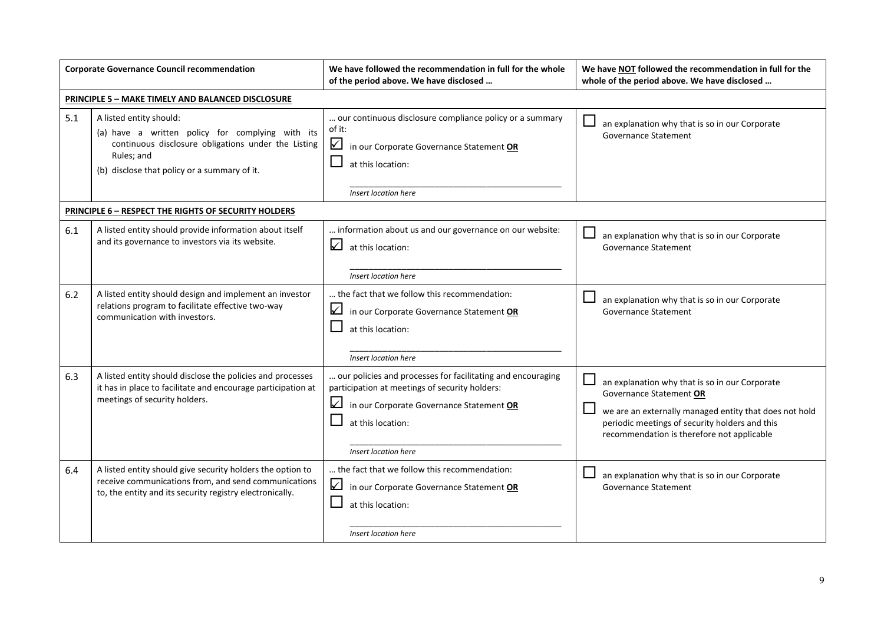| Corporate Governance Council recommendation | | We have followed the recommendation in full for the whole of the period above. We have disclosed … | We have NOT followed the recommendation in full for the whole of the period above. We have disclosed … |
|---|---|---|---|
| **PRINCIPLE 5 – MAKE TIMELY AND BALANCED DISCLOSURE** | | | |
| 5.1 | A listed entity should:<br>(a) have a written policy for complying with its continuous disclosure obligations under the Listing Rules; and<br>(b) disclose that policy or a summary of it. | … our continuous disclosure compliance policy or a summary of it:<br>☑ in our Corporate Governance Statement **OR**<br>☐ at this location:<br>\_\_\_\_\_\_\_\_\_\_\_\_\_\_\_\_\_\_\_\_<br>*Insert location here* | ☐ an explanation why that is so in our Corporate Governance Statement |
| **PRINCIPLE 6 – RESPECT THE RIGHTS OF SECURITY HOLDERS** | | | |
| 6.1 | A listed entity should provide information about itself and its governance to investors via its website. | … information about us and our governance on our website:<br>☑ at this location:<br>\_\_\_\_\_\_\_\_\_\_\_\_\_\_\_\_\_\_\_\_<br>*Insert location here* | ☐ an explanation why that is so in our Corporate Governance Statement |
| 6.2 | A listed entity should design and implement an investor relations program to facilitate effective two-way communication with investors. | … the fact that we follow this recommendation:<br>☑ in our Corporate Governance Statement **OR**<br>☐ at this location:<br>\_\_\_\_\_\_\_\_\_\_\_\_\_\_\_\_\_\_\_\_<br>*Insert location here* | ☐ an explanation why that is so in our Corporate Governance Statement |
| 6.3 | A listed entity should disclose the policies and processes it has in place to facilitate and encourage participation at meetings of security holders. | … our policies and processes for facilitating and encouraging participation at meetings of security holders:<br>☑ in our Corporate Governance Statement **OR**<br>☐ at this location:<br>\_\_\_\_\_\_\_\_\_\_\_\_\_\_\_\_\_\_\_\_<br>*Insert location here* | ☐ an explanation why that is so in our Corporate Governance Statement **OR**<br>☐ we are an externally managed entity that does not hold periodic meetings of security holders and this recommendation is therefore not applicable |
| 6.4 | A listed entity should give security holders the option to receive communications from, and send communications to, the entity and its security registry electronically. | … the fact that we follow this recommendation:<br>☑ in our Corporate Governance Statement **OR**<br>☐ at this location:<br>\_\_\_\_\_\_\_\_\_\_\_\_\_\_\_\_\_\_\_\_<br>*Insert location here* | ☐ an explanation why that is so in our Corporate Governance Statement |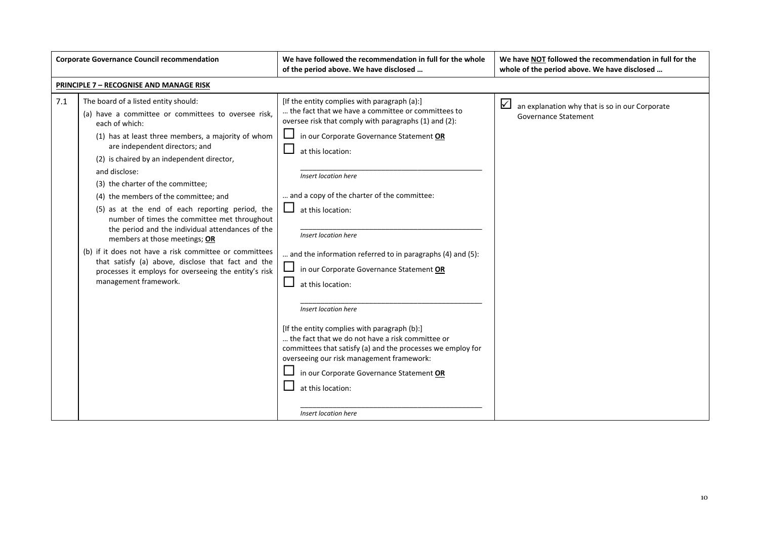| | Corporate Governance Council recommendation | We have followed the recommendation in full for the whole of the period above. We have disclosed … | We have NOT followed the recommendation in full for the whole of the period above. We have disclosed … |
|---|---|---|---|
| | **PRINCIPLE 7 – RECOGNISE AND MANAGE RISK** | | |
| 7.1 | The board of a listed entity should:<br>(a) have a committee or committees to oversee risk, each of which:<br>(1) has at least three members, a majority of whom are independent directors; and<br>(2) is chaired by an independent director,<br>and disclose:<br>(3) the charter of the committee;<br>(4) the members of the committee; and<br>(5) as at the end of each reporting period, the number of times the committee met throughout the period and the individual attendances of the members at those meetings; **OR**<br>(b) if it does not have a risk committee or committees that satisfy (a) above, disclose that fact and the processes it employs for overseeing the entity's risk management framework. | [If the entity complies with paragraph (a):]<br>… the fact that we have a committee or committees to oversee risk that comply with paragraphs (1) and (2):<br>☐ in our Corporate Governance Statement **OR**<br>☐ at this location:<br>_______________<br>*Insert location here*<br>… and a copy of the charter of the committee:<br>☐ at this location:<br>_______________<br>*Insert location here*<br>… and the information referred to in paragraphs (4) and (5):<br>☐ in our Corporate Governance Statement **OR**<br>☐ at this location:<br>_______________<br>*Insert location here*<br>[If the entity complies with paragraph (b):]<br>… the fact that we do not have a risk committee or committees that satisfy (a) and the processes we employ for overseeing our risk management framework:<br>☐ in our Corporate Governance Statement **OR**<br>☐ at this location:<br>_______________<br>*Insert location here* | ☑ an explanation why that is so in our Corporate Governance Statement |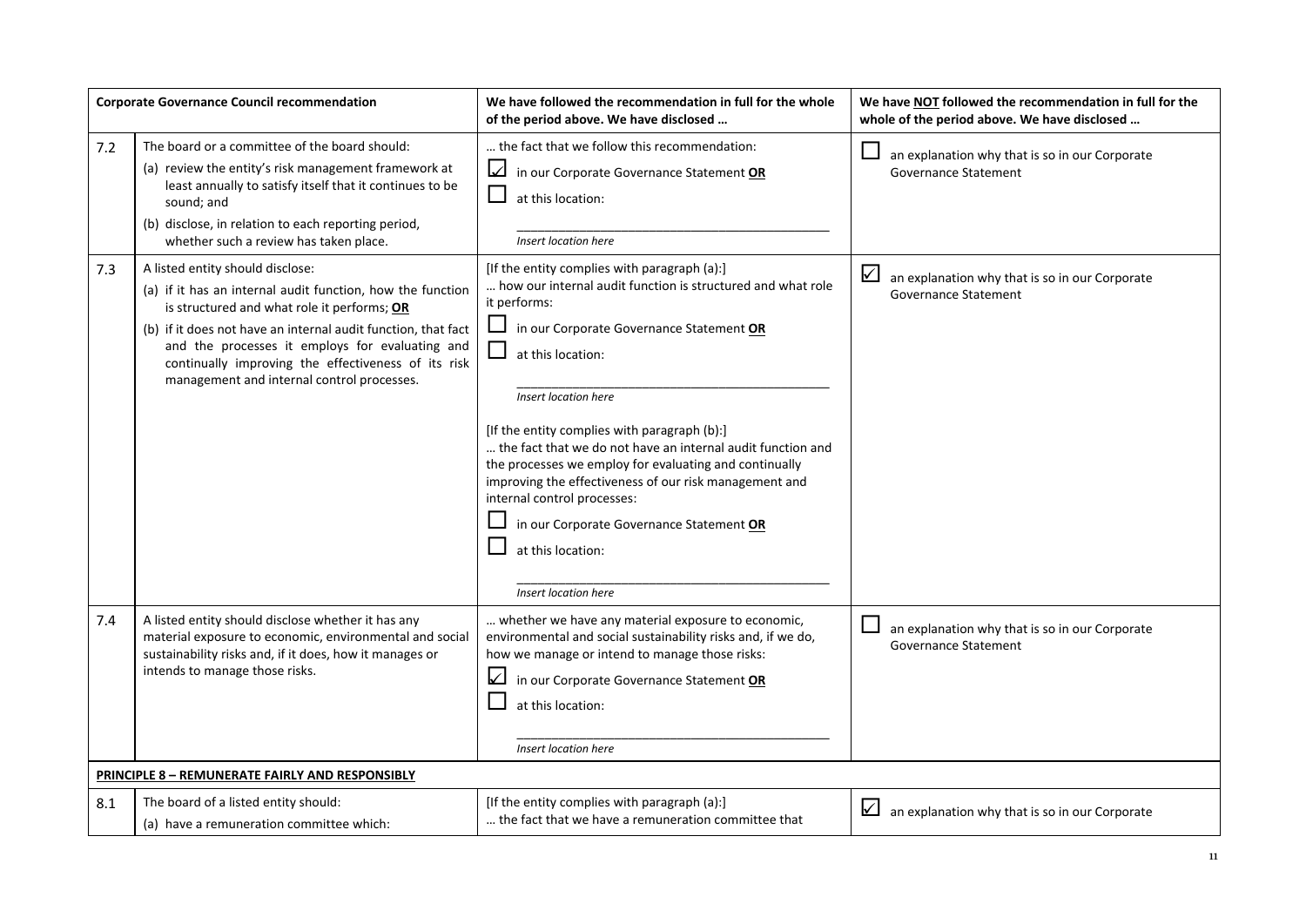| | Corporate Governance Council recommendation | We have followed the recommendation in full for the whole of the period above. We have disclosed … | We have NOT followed the recommendation in full for the whole of the period above. We have disclosed … |
|---|---|---|---|
| 7.2 | The board or a committee of the board should:<br>(a) review the entity's risk management framework at least annually to satisfy itself that it continues to be sound; and<br>(b) disclose, in relation to each reporting period, whether such a review has taken place. | … the fact that we follow this recommendation:<br>☑ in our Corporate Governance Statement **OR**<br>☐ at this location:<br>\_\_\_\_\_\_\_\_\_\_\_\_\_\_\_\_\_\_\_\_\_\_\_\_\_\_\_\_\_\_<br>*Insert location here* | ☐ an explanation why that is so in our Corporate Governance Statement |
| 7.3 | A listed entity should disclose:<br>(a) if it has an internal audit function, how the function is structured and what role it performs; **OR**<br>(b) if it does not have an internal audit function, that fact and the processes it employs for evaluating and continually improving the effectiveness of its risk management and internal control processes. | [If the entity complies with paragraph (a):]<br>… how our internal audit function is structured and what role it performs:<br>☐ in our Corporate Governance Statement **OR**<br>☐ at this location:<br>\_\_\_\_\_\_\_\_\_\_\_\_\_\_\_\_\_\_\_\_\_\_\_\_\_\_\_\_\_\_<br>*Insert location here*<br>[If the entity complies with paragraph (b):]<br>… the fact that we do not have an internal audit function and the processes we employ for evaluating and continually improving the effectiveness of our risk management and internal control processes:<br>☐ in our Corporate Governance Statement **OR**<br>☐ at this location:<br>\_\_\_\_\_\_\_\_\_\_\_\_\_\_\_\_\_\_\_\_\_\_\_\_\_\_\_\_\_\_<br>*Insert location here* | ☑ an explanation why that is so in our Corporate Governance Statement |
| 7.4 | A listed entity should disclose whether it has any material exposure to economic, environmental and social sustainability risks and, if it does, how it manages or intends to manage those risks. | … whether we have any material exposure to economic, environmental and social sustainability risks and, if we do, how we manage or intend to manage those risks:<br>☑ in our Corporate Governance Statement **OR**<br>☐ at this location:<br>\_\_\_\_\_\_\_\_\_\_\_\_\_\_\_\_\_\_\_\_\_\_\_\_\_\_\_\_\_\_<br>*Insert location here* | ☐ an explanation why that is so in our Corporate Governance Statement |
| **PRINCIPLE 8 – REMUNERATE FAIRLY AND RESPONSIBLY** | | | |
| 8.1 | The board of a listed entity should:<br>(a) have a remuneration committee which: | [If the entity complies with paragraph (a):]<br>… the fact that we have a remuneration committee that | ☑ an explanation why that is so in our Corporate |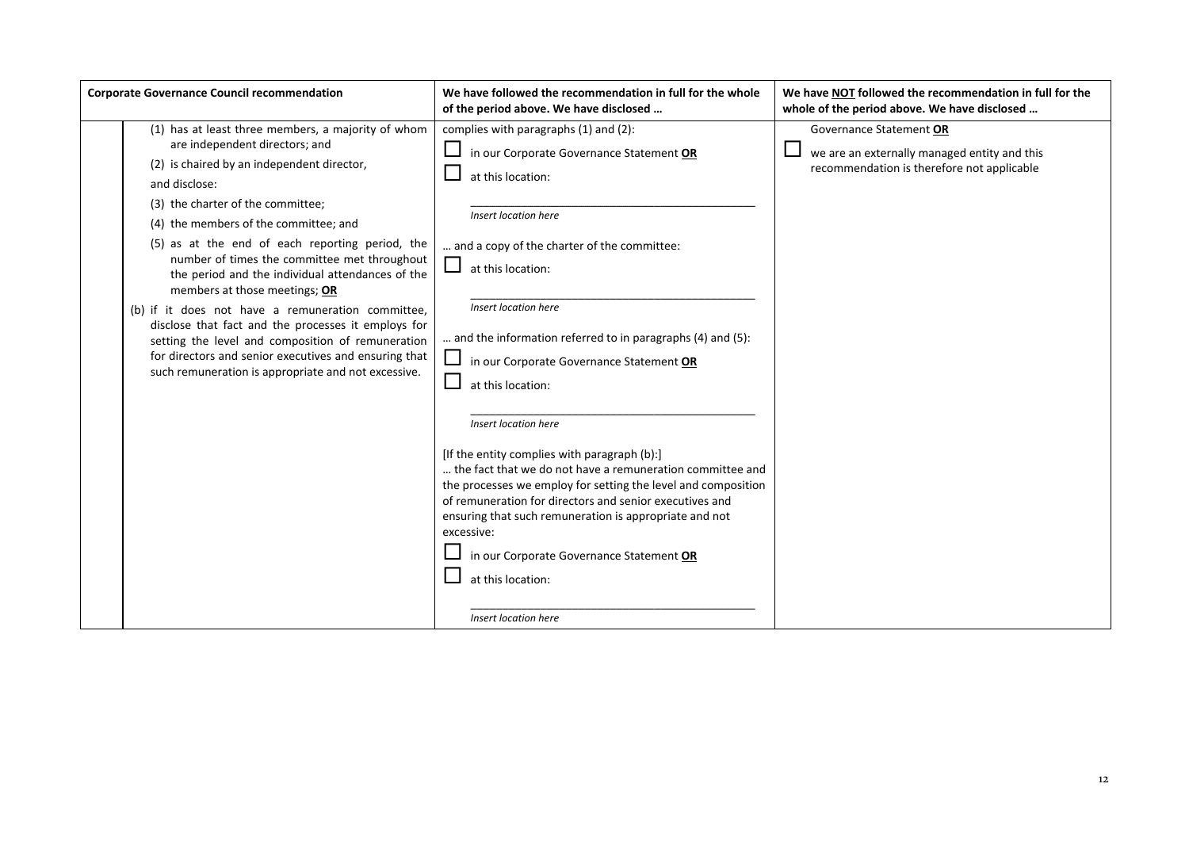| Corporate Governance Council recommendation | We have followed the recommendation in full for the whole of the period above. We have disclosed … | We have NOT followed the recommendation in full for the whole of the period above. We have disclosed … |
|---|---|---|
| (1) has at least three members, a majority of whom are independent directors; and<br>(2) is chaired by an independent director,<br>and disclose:<br>(3) the charter of the committee;<br>(4) the members of the committee; and<br>(5) as at the end of each reporting period, the number of times the committee met throughout the period and the individual attendances of the members at those meetings; **OR**<br>(b) if it does not have a remuneration committee, disclose that fact and the processes it employs for setting the level and composition of remuneration for directors and senior executives and ensuring that such remuneration is appropriate and not excessive. | complies with paragraphs (1) and (2):<br>☐ in our Corporate Governance Statement **OR**<br>☐ at this location:<br>\_\_\_\_\_\_\_\_\_\_\_\_\_\_\_\_\_\_\_\_<br>*Insert location here*<br>… and a copy of the charter of the committee:<br>☐ at this location:<br>\_\_\_\_\_\_\_\_\_\_\_\_\_\_\_\_\_\_\_\_<br>*Insert location here*<br>… and the information referred to in paragraphs (4) and (5):<br>☐ in our Corporate Governance Statement **OR**<br>☐ at this location:<br>\_\_\_\_\_\_\_\_\_\_\_\_\_\_\_\_\_\_\_\_<br>*Insert location here*<br>[If the entity complies with paragraph (b):]<br>… the fact that we do not have a remuneration committee and the processes we employ for setting the level and composition of remuneration for directors and senior executives and ensuring that such remuneration is appropriate and not excessive:<br>☐ in our Corporate Governance Statement **OR**<br>☐ at this location:<br>\_\_\_\_\_\_\_\_\_\_\_\_\_\_\_\_\_\_\_\_<br>*Insert location here* | Governance Statement **OR**<br>☐ we are an externally managed entity and this recommendation is therefore not applicable |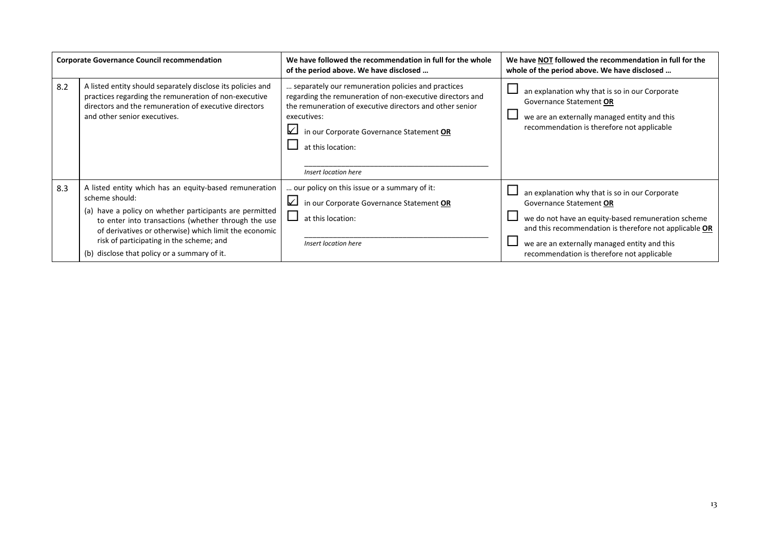| Corporate Governance Council recommendation | | We have followed the recommendation in full for the whole of the period above. We have disclosed … | We have **NOT** followed the recommendation in full for the whole of the period above. We have disclosed … |
|---|---|---|---|
| 8.2 | A listed entity should separately disclose its policies and practices regarding the remuneration of non-executive directors and the remuneration of executive directors and other senior executives. | … separately our remuneration policies and practices regarding the remuneration of non-executive directors and the remuneration of executive directors and other senior executives:<br>☑ in our Corporate Governance Statement **OR**<br>☐ at this location:<br>\_\_\_\_\_\_\_\_\_\_\_\_\_\_\_\_\_\_\_\_\_\_\_\_\_\_\_\_\_\_<br>*Insert location here* | ☐ an explanation why that is so in our Corporate Governance Statement **OR**<br>☐ we are an externally managed entity and this recommendation is therefore not applicable |
| 8.3 | A listed entity which has an equity-based remuneration scheme should:<br>(a) have a policy on whether participants are permitted to enter into transactions (whether through the use of derivatives or otherwise) which limit the economic risk of participating in the scheme; and<br>(b) disclose that policy or a summary of it. | … our policy on this issue or a summary of it:<br>☑ in our Corporate Governance Statement **OR**<br>☐ at this location:<br>\_\_\_\_\_\_\_\_\_\_\_\_\_\_\_\_\_\_\_\_\_\_\_\_\_\_\_\_\_\_<br>*Insert location here* | ☐ an explanation why that is so in our Corporate Governance Statement **OR**<br>☐ we do not have an equity-based remuneration scheme and this recommendation is therefore not applicable **OR**<br>☐ we are an externally managed entity and this recommendation is therefore not applicable |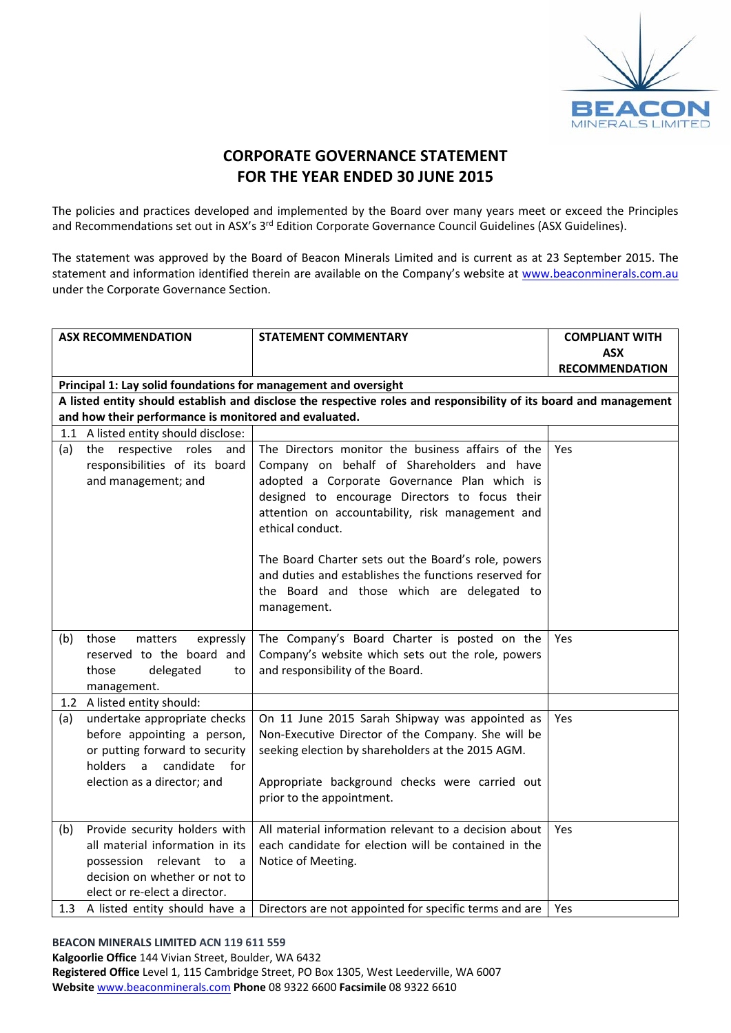# CORPORATE GOVERNANCE STATEMENT
# FOR THE YEAR ENDED 30 JUNE 2015

The policies and practices developed and implemented by the Board over many years meet or exceed the Principles and Recommendations set out in ASX's 3rd Edition Corporate Governance Council Guidelines (ASX Guidelines).

The statement was approved by the Board of Beacon Minerals Limited and is current as at 23 September 2015. The statement and information identified therein are available on the Company's website at www.beaconminerals.com.au under the Corporate Governance Section.

| ASX RECOMMENDATION | STATEMENT COMMENTARY | COMPLIANT WITH ASX RECOMMENDATION |
|---|---|---|
| **Principal 1: Lay solid foundations for management and oversight** | | |
| **A listed entity should establish and disclose the respective roles and responsibility of its board and management and how their performance is monitored and evaluated.** | | |
| 1.1 A listed entity should disclose: | | |
| (a) the respective roles and responsibilities of its board and management; and | The Directors monitor the business affairs of the Company on behalf of Shareholders and have adopted a Corporate Governance Plan which is designed to encourage Directors to focus their attention on accountability, risk management and ethical conduct.<br><br>The Board Charter sets out the Board's role, powers and duties and establishes the functions reserved for the Board and those which are delegated to management. | Yes |
| (b) those matters expressly reserved to the board and those delegated to management. | The Company's Board Charter is posted on the Company's website which sets out the role, powers and responsibility of the Board. | Yes |
| 1.2 A listed entity should: | | |
| (a) undertake appropriate checks before appointing a person, or putting forward to security holders a candidate for election as a director; and | On 11 June 2015 Sarah Shipway was appointed as Non-Executive Director of the Company. She will be seeking election by shareholders at the 2015 AGM.<br><br>Appropriate background checks were carried out prior to the appointment. | Yes |
| (b) Provide security holders with all material information in its possession relevant to a decision on whether or not to elect or re-elect a director. | All material information relevant to a decision about each candidate for election will be contained in the Notice of Meeting. | Yes |
| 1.3 A listed entity should have a | Directors are not appointed for specific terms and are | Yes |

**BEACON MINERALS LIMITED ACN 119 611 559**
**Kalgoorlie Office** 144 Vivian Street, Boulder, WA 6432
**Registered Office** Level 1, 115 Cambridge Street, PO Box 1305, West Leederville, WA 6007
**Website** www.beaconminerals.com **Phone** 08 9322 6600 **Facsimile** 08 9322 6610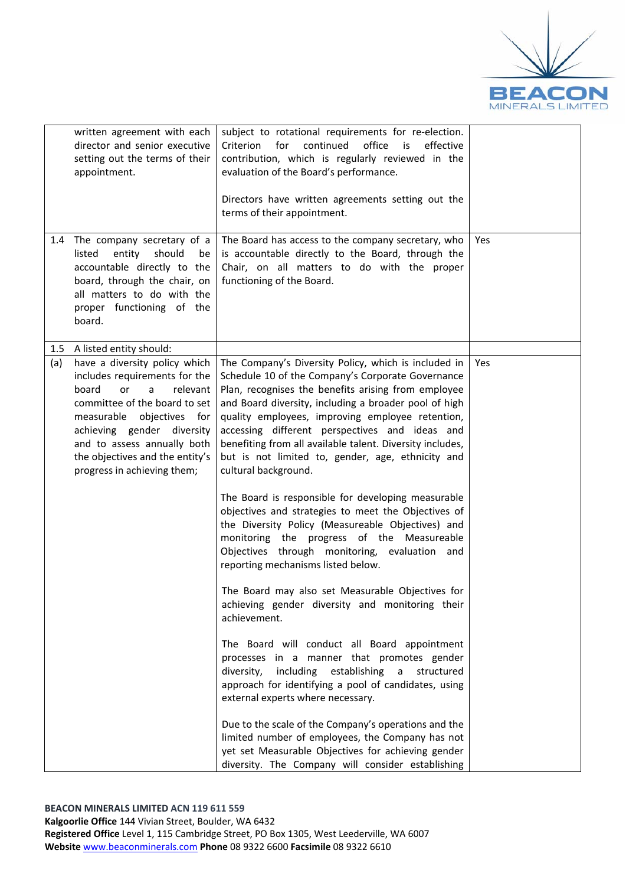| | | | |
|---|---|---|---|
| | written agreement with each director and senior executive setting out the terms of their appointment. | subject to rotational requirements for re-election. Criterion for continued office is effective contribution, which is regularly reviewed in the evaluation of the Board's performance.<br><br>Directors have written agreements setting out the terms of their appointment. | |
| 1.4 | The company secretary of a listed entity should be accountable directly to the board, through the chair, on all matters to do with the proper functioning of the board. | The Board has access to the company secretary, who is accountable directly to the Board, through the Chair, on all matters to do with the proper functioning of the Board. | Yes |
| 1.5 | A listed entity should: | | |
| (a) | have a diversity policy which includes requirements for the board or a relevant committee of the board to set measurable objectives for achieving gender diversity and to assess annually both the objectives and the entity's progress in achieving them; | The Company's Diversity Policy, which is included in Schedule 10 of the Company's Corporate Governance Plan, recognises the benefits arising from employee and Board diversity, including a broader pool of high quality employees, improving employee retention, accessing different perspectives and ideas and benefiting from all available talent. Diversity includes, but is not limited to, gender, age, ethnicity and cultural background.<br><br>The Board is responsible for developing measurable objectives and strategies to meet the Objectives of the Diversity Policy (Measureable Objectives) and monitoring the progress of the Measureable Objectives through monitoring, evaluation and reporting mechanisms listed below.<br><br>The Board may also set Measurable Objectives for achieving gender diversity and monitoring their achievement.<br><br>The Board will conduct all Board appointment processes in a manner that promotes gender diversity, including establishing a structured approach for identifying a pool of candidates, using external experts where necessary.<br><br>Due to the scale of the Company's operations and the limited number of employees, the Company has not yet set Measurable Objectives for achieving gender diversity. The Company will consider establishing | Yes |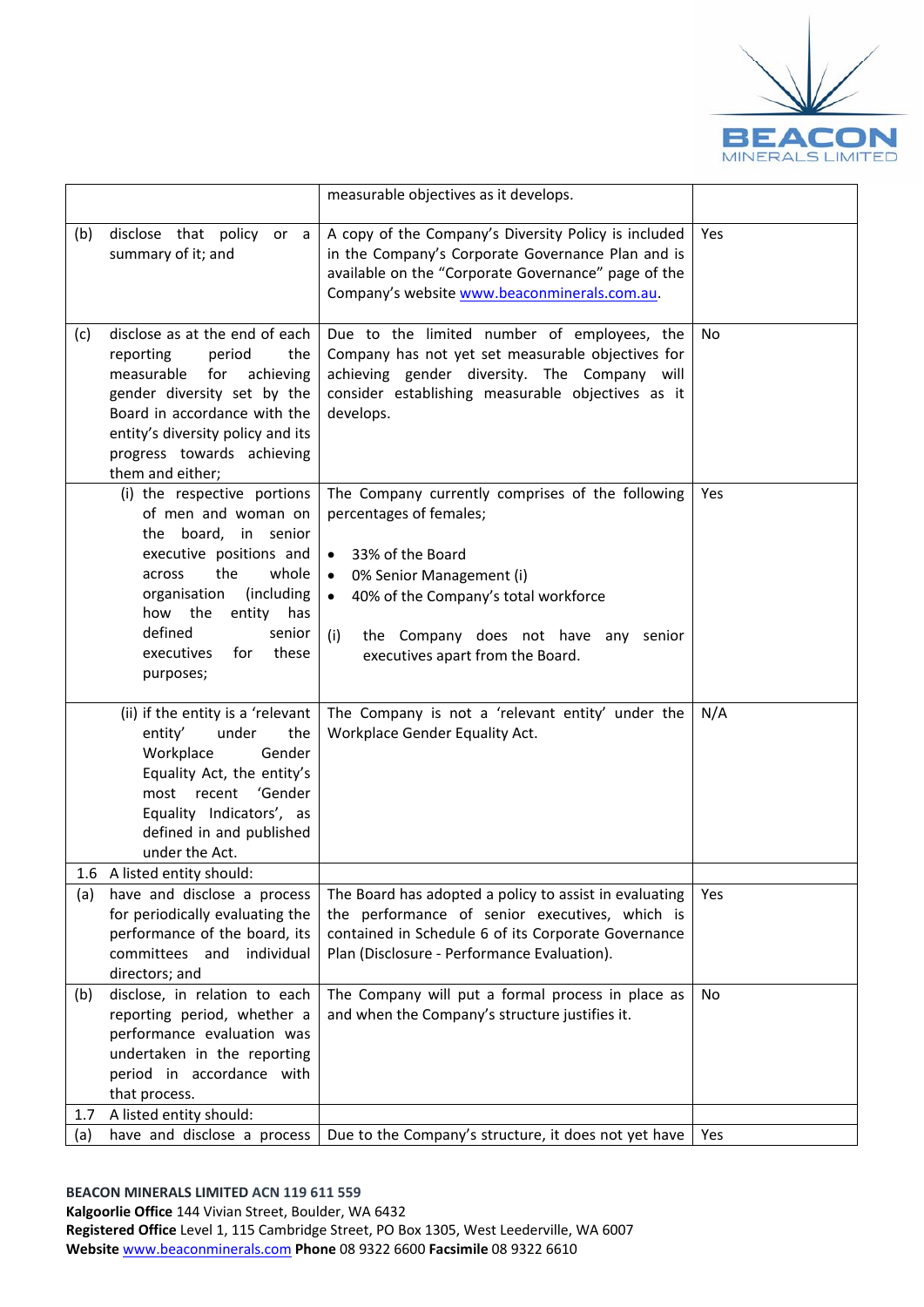| | | | |
|---|---|---|---|
| | | measurable objectives as it develops. | |
| (b) | disclose that policy or a summary of it; and | A copy of the Company's Diversity Policy is included in the Company's Corporate Governance Plan and is available on the "Corporate Governance" page of the Company's website www.beaconminerals.com.au. | Yes |
| (c) | disclose as at the end of each reporting period the measurable for achieving gender diversity set by the Board in accordance with the entity's diversity policy and its progress towards achieving them and either; | Due to the limited number of employees, the Company has not yet set measurable objectives for achieving gender diversity. The Company will consider establishing measurable objectives as it develops. | No |
| | (i) the respective portions of men and woman on the board, in senior executive positions and across the whole organisation (including how the entity has defined senior executives for these purposes; | The Company currently comprises of the following percentages of females; <br>• 33% of the Board <br>• 0% Senior Management (i) <br>• 40% of the Company's total workforce <br>(i) the Company does not have any senior executives apart from the Board. | Yes |
| | (ii) if the entity is a 'relevant entity' under the Workplace Gender Equality Act, the entity's most recent 'Gender Equality Indicators', as defined in and published under the Act. | The Company is not a 'relevant entity' under the Workplace Gender Equality Act. | N/A |
| 1.6 | A listed entity should: | | |
| (a) | have and disclose a process for periodically evaluating the performance of the board, its committees and individual directors; and | The Board has adopted a policy to assist in evaluating the performance of senior executives, which is contained in Schedule 6 of its Corporate Governance Plan (Disclosure - Performance Evaluation). | Yes |
| (b) | disclose, in relation to each reporting period, whether a performance evaluation was undertaken in the reporting period in accordance with that process. | The Company will put a formal process in place as and when the Company's structure justifies it. | No |
| 1.7 | A listed entity should: | | |
| (a) | have and disclose a process | Due to the Company's structure, it does not yet have | Yes |

**BEACON MINERALS LIMITED ACN 119 611 559**
**Kalgoorlie Office** 144 Vivian Street, Boulder, WA 6432
**Registered Office** Level 1, 115 Cambridge Street, PO Box 1305, West Leederville, WA 6007
**Website** www.beaconminerals.com **Phone** 08 9322 6600 **Facsimile** 08 9322 6610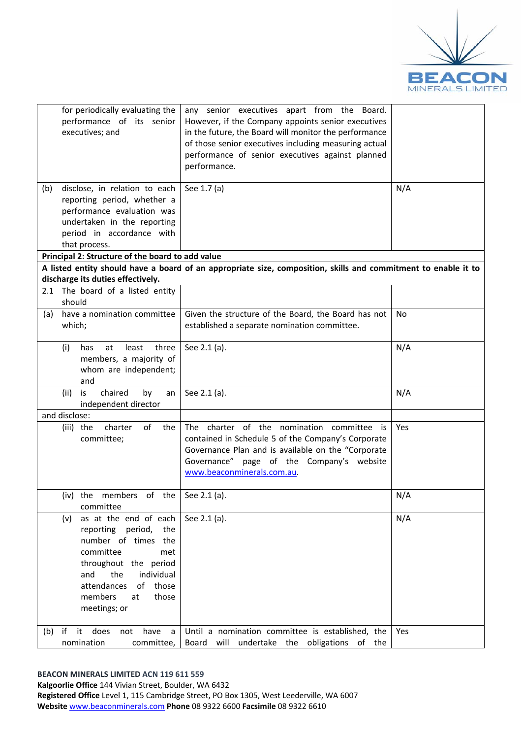| | | |
|---|---|---|
| for periodically evaluating the performance of its senior executives; and | any senior executives apart from the Board. However, if the Company appoints senior executives in the future, the Board will monitor the performance of those senior executives including measuring actual performance of senior executives against planned performance. | |
| (b) disclose, in relation to each reporting period, whether a performance evaluation was undertaken in the reporting period in accordance with that process. | See 1.7 (a) | N/A |
| **Principal 2: Structure of the board to add value** | | |
| **A listed entity should have a board of an appropriate size, composition, skills and commitment to enable it to discharge its duties effectively.** | | |
| 2.1 The board of a listed entity should | | |
| (a) have a nomination committee which; | Given the structure of the Board, the Board has not established a separate nomination committee. | No |
| (i) has at least three members, a majority of whom are independent; and | See 2.1 (a). | N/A |
| (ii) is chaired by an independent director | See 2.1 (a). | N/A |
| and disclose: | | |
| (iii) the charter of the committee; | The charter of the nomination committee is contained in Schedule 5 of the Company's Corporate Governance Plan and is available on the "Corporate Governance" page of the Company's website www.beaconminerals.com.au. | Yes |
| (iv) the members of the committee | See 2.1 (a). | N/A |
| (v) as at the end of each reporting period, the number of times the committee met throughout the period and the individual attendances of those members at those meetings; or | See 2.1 (a). | N/A |
| (b) if it does not have a nomination committee, | Until a nomination committee is established, the Board will undertake the obligations of the | Yes |

**BEACON MINERALS LIMITED ACN 119 611 559**
**Kalgoorlie Office** 144 Vivian Street, Boulder, WA 6432
**Registered Office** Level 1, 115 Cambridge Street, PO Box 1305, West Leederville, WA 6007
**Website** www.beaconminerals.com **Phone** 08 9322 6600 **Facsimile** 08 9322 6610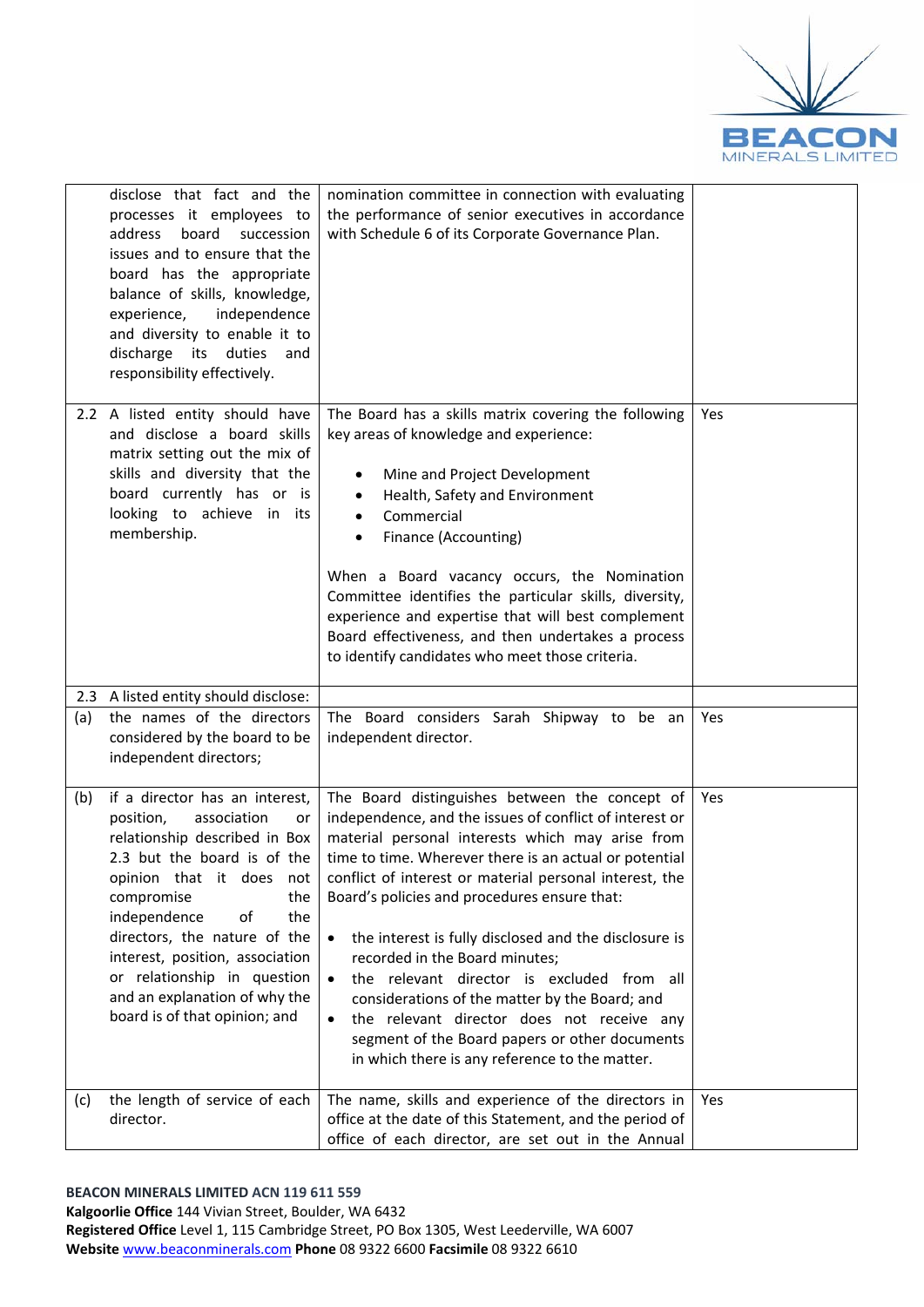| | | | |
|---|---|---|---|
| | disclose that fact and the processes it employs to address board succession issues and to ensure that the board has the appropriate balance of skills, knowledge, experience, independence and diversity to enable it to discharge its duties and responsibility effectively. | nomination committee in connection with evaluating the performance of senior executives in accordance with Schedule 6 of its Corporate Governance Plan. | |
| 2.2 | A listed entity should have and disclose a board skills matrix setting out the mix of skills and diversity that the board currently has or is looking to achieve in its membership. | The Board has a skills matrix covering the following key areas of knowledge and experience:<br><br>• Mine and Project Development<br>• Health, Safety and Environment<br>• Commercial<br>• Finance (Accounting)<br><br>When a Board vacancy occurs, the Nomination Committee identifies the particular skills, diversity, experience and expertise that will best complement Board effectiveness, and then undertakes a process to identify candidates who meet those criteria. | Yes |
| 2.3 | A listed entity should disclose: | | |
| (a) | the names of the directors considered by the board to be independent directors; | The Board considers Sarah Shipway to be an independent director. | Yes |
| (b) | if a director has an interest, position, association or relationship described in Box 2.3 but the board is of the opinion that it does not compromise the independence of the directors, the nature of the interest, position, association or relationship in question and an explanation of why the board is of that opinion; and | The Board distinguishes between the concept of independence, and the issues of conflict of interest or material personal interests which may arise from time to time. Wherever there is an actual or potential conflict of interest or material personal interest, the Board's policies and procedures ensure that:<br><br>• the interest is fully disclosed and the disclosure is recorded in the Board minutes;<br>• the relevant director is excluded from all considerations of the matter by the Board; and<br>• the relevant director does not receive any segment of the Board papers or other documents in which there is any reference to the matter. | Yes |
| (c) | the length of service of each director. | The name, skills and experience of the directors in office at the date of this Statement, and the period of office of each director, are set out in the Annual | Yes |

**BEACON MINERALS LIMITED ACN 119 611 559**
**Kalgoorlie Office** 144 Vivian Street, Boulder, WA 6432
**Registered Office** Level 1, 115 Cambridge Street, PO Box 1305, West Leederville, WA 6007
**Website** www.beaconminerals.com **Phone** 08 9322 6600 **Facsimile** 08 9322 6610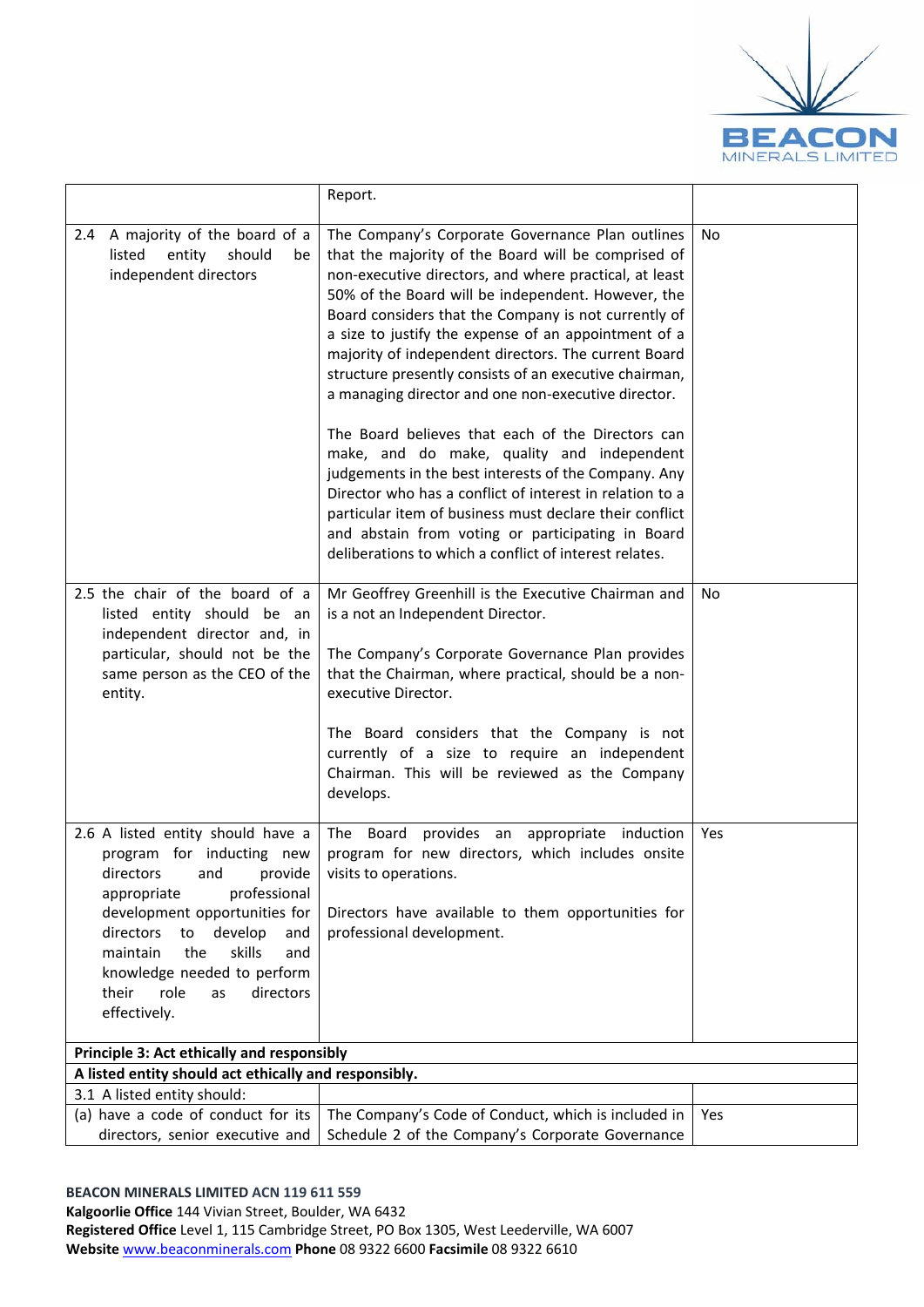| | | |
|---|---|---|
| | Report. | |
| 2.4 A majority of the board of a listed entity should be independent directors | The Company's Corporate Governance Plan outlines that the majority of the Board will be comprised of non-executive directors, and where practical, at least 50% of the Board will be independent. However, the Board considers that the Company is not currently of a size to justify the expense of an appointment of a majority of independent directors. The current Board structure presently consists of an executive chairman, a managing director and one non-executive director.<br><br>The Board believes that each of the Directors can make, and do make, quality and independent judgements in the best interests of the Company. Any Director who has a conflict of interest in relation to a particular item of business must declare their conflict and abstain from voting or participating in Board deliberations to which a conflict of interest relates. | No |
| 2.5 the chair of the board of a listed entity should be an independent director and, in particular, should not be the same person as the CEO of the entity. | Mr Geoffrey Greenhill is the Executive Chairman and is a not an Independent Director.<br><br>The Company's Corporate Governance Plan provides that the Chairman, where practical, should be a non-executive Director.<br><br>The Board considers that the Company is not currently of a size to require an independent Chairman. This will be reviewed as the Company develops. | No |
| 2.6 A listed entity should have a program for inducting new directors and provide appropriate professional development opportunities for directors to develop and maintain the skills and knowledge needed to perform their role as directors effectively. | The Board provides an appropriate induction program for new directors, which includes onsite visits to operations.<br><br>Directors have available to them opportunities for professional development. | Yes |
| **Principle 3: Act ethically and responsibly** | | |
| **A listed entity should act ethically and responsibly.** | | |
| 3.1 A listed entity should: | | |
| (a) have a code of conduct for its directors, senior executive and | The Company's Code of Conduct, which is included in Schedule 2 of the Company's Corporate Governance | Yes |

**BEACON MINERALS LIMITED ACN 119 611 559**
**Kalgoorlie Office** 144 Vivian Street, Boulder, WA 6432
**Registered Office** Level 1, 115 Cambridge Street, PO Box 1305, West Leederville, WA 6007
**Website** www.beaconminerals.com **Phone** 08 9322 6600 **Facsimile** 08 9322 6610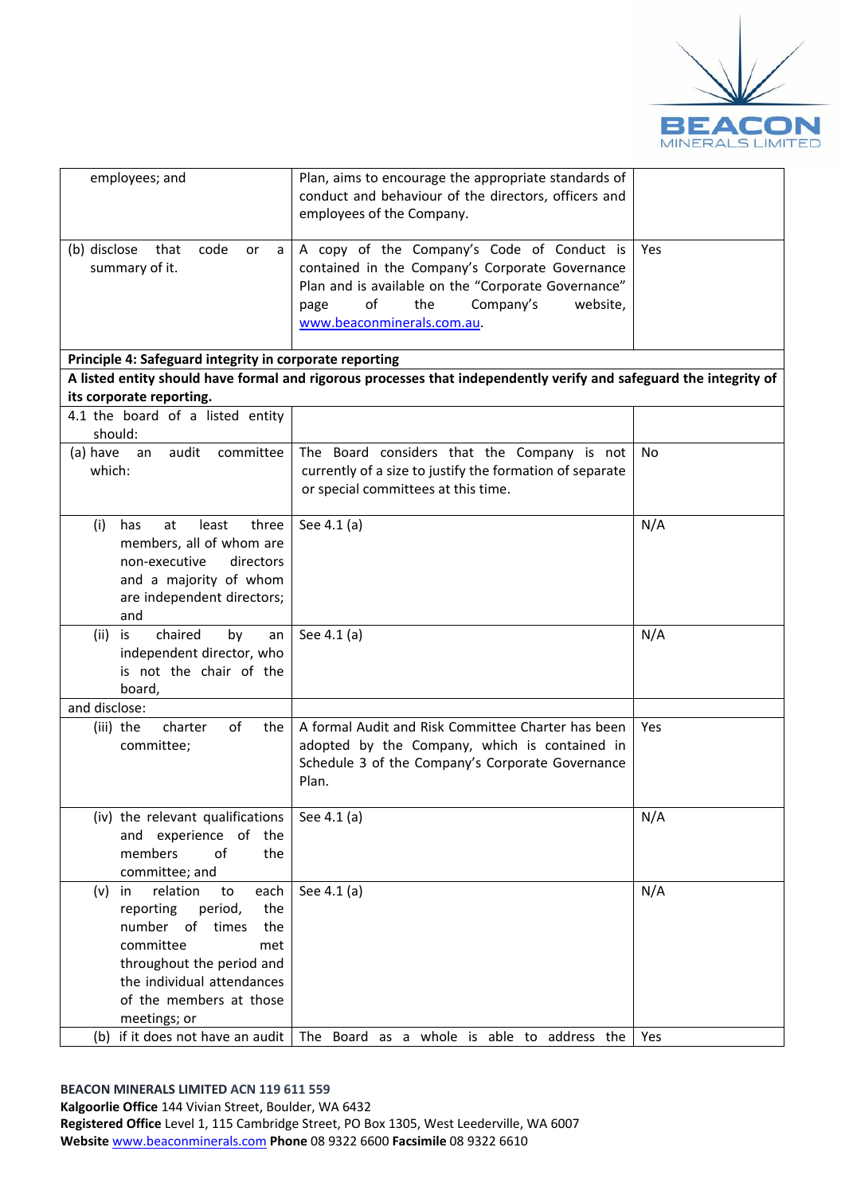| | | |
|---|---|---|
| employees; and | Plan, aims to encourage the appropriate standards of conduct and behaviour of the directors, officers and employees of the Company. | |
| (b) disclose that code or a summary of it. | A copy of the Company's Code of Conduct is contained in the Company's Corporate Governance Plan and is available on the "Corporate Governance" page of the Company's website, www.beaconminerals.com.au. | Yes |
| **Principle 4: Safeguard integrity in corporate reporting** | | |
| **A listed entity should have formal and rigorous processes that independently verify and safeguard the integrity of its corporate reporting.** | | |
| 4.1 the board of a listed entity should: | | |
| (a) have an audit committee which: | The Board considers that the Company is not currently of a size to justify the formation of separate or special committees at this time. | No |
| (i) has at least three members, all of whom are non-executive directors and a majority of whom are independent directors; and | See 4.1 (a) | N/A |
| (ii) is chaired by an independent director, who is not the chair of the board, | See 4.1 (a) | N/A |
| and disclose: | | |
| (iii) the charter of the committee; | A formal Audit and Risk Committee Charter has been adopted by the Company, which is contained in Schedule 3 of the Company's Corporate Governance Plan. | Yes |
| (iv) the relevant qualifications and experience of the members of the committee; and | See 4.1 (a) | N/A |
| (v) in relation to each reporting period, the number of times the committee met throughout the period and the individual attendances of the members at those meetings; or | See 4.1 (a) | N/A |
| (b) if it does not have an audit | The Board as a whole is able to address the | Yes |

**BEACON MINERALS LIMITED ACN 119 611 559**
**Kalgoorlie Office** 144 Vivian Street, Boulder, WA 6432
**Registered Office** Level 1, 115 Cambridge Street, PO Box 1305, West Leederville, WA 6007
**Website** www.beaconminerals.com **Phone** 08 9322 6600 **Facsimile** 08 9322 6610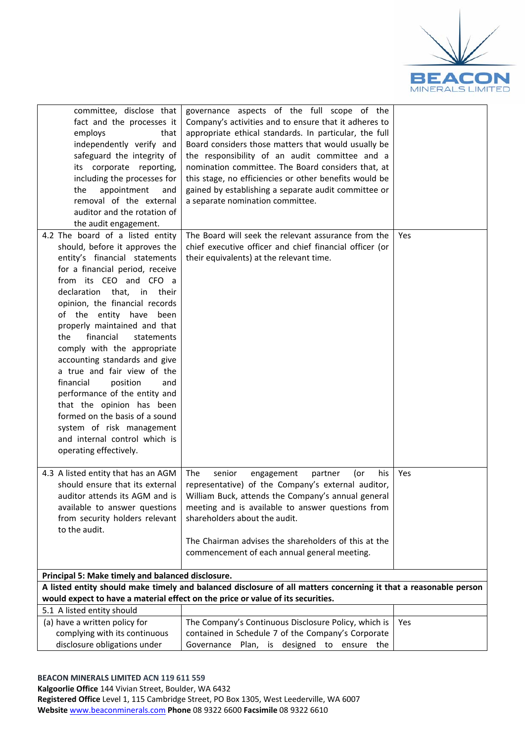| | | |
|---|---|---|
| committee, disclose that fact and the processes it employs that independently verify and safeguard the integrity of its corporate reporting, including the processes for the appointment and removal of the external auditor and the rotation of the audit engagement. | governance aspects of the full scope of the Company's activities and to ensure that it adheres to appropriate ethical standards. In particular, the full Board considers those matters that would usually be the responsibility of an audit committee and a nomination committee. The Board considers that, at this stage, no efficiencies or other benefits would be gained by establishing a separate audit committee or a separate nomination committee. | |
| 4.2 The board of a listed entity should, before it approves the entity's financial statements for a financial period, receive from its CEO and CFO a declaration that, in their opinion, the financial records of the entity have been properly maintained and that the financial statements comply with the appropriate accounting standards and give a true and fair view of the financial position and performance of the entity and that the opinion has been formed on the basis of a sound system of risk management and internal control which is operating effectively. | The Board will seek the relevant assurance from the chief executive officer and chief financial officer (or their equivalents) at the relevant time. | Yes |
| 4.3 A listed entity that has an AGM should ensure that its external auditor attends its AGM and is available to answer questions from security holders relevant to the audit. | The senior engagement partner (or his representative) of the Company's external auditor, William Buck, attends the Company's annual general meeting and is available to answer questions from shareholders about the audit.<br><br>The Chairman advises the shareholders of this at the commencement of each annual general meeting. | Yes |
| **Principal 5: Make timely and balanced disclosure.** | | |
| **A listed entity should make timely and balanced disclosure of all matters concerning it that a reasonable person would expect to have a material effect on the price or value of its securities.** | | |
| 5.1 A listed entity should | | |
| (a) have a written policy for complying with its continuous disclosure obligations under | The Company's Continuous Disclosure Policy, which is contained in Schedule 7 of the Company's Corporate Governance Plan, is designed to ensure the | Yes |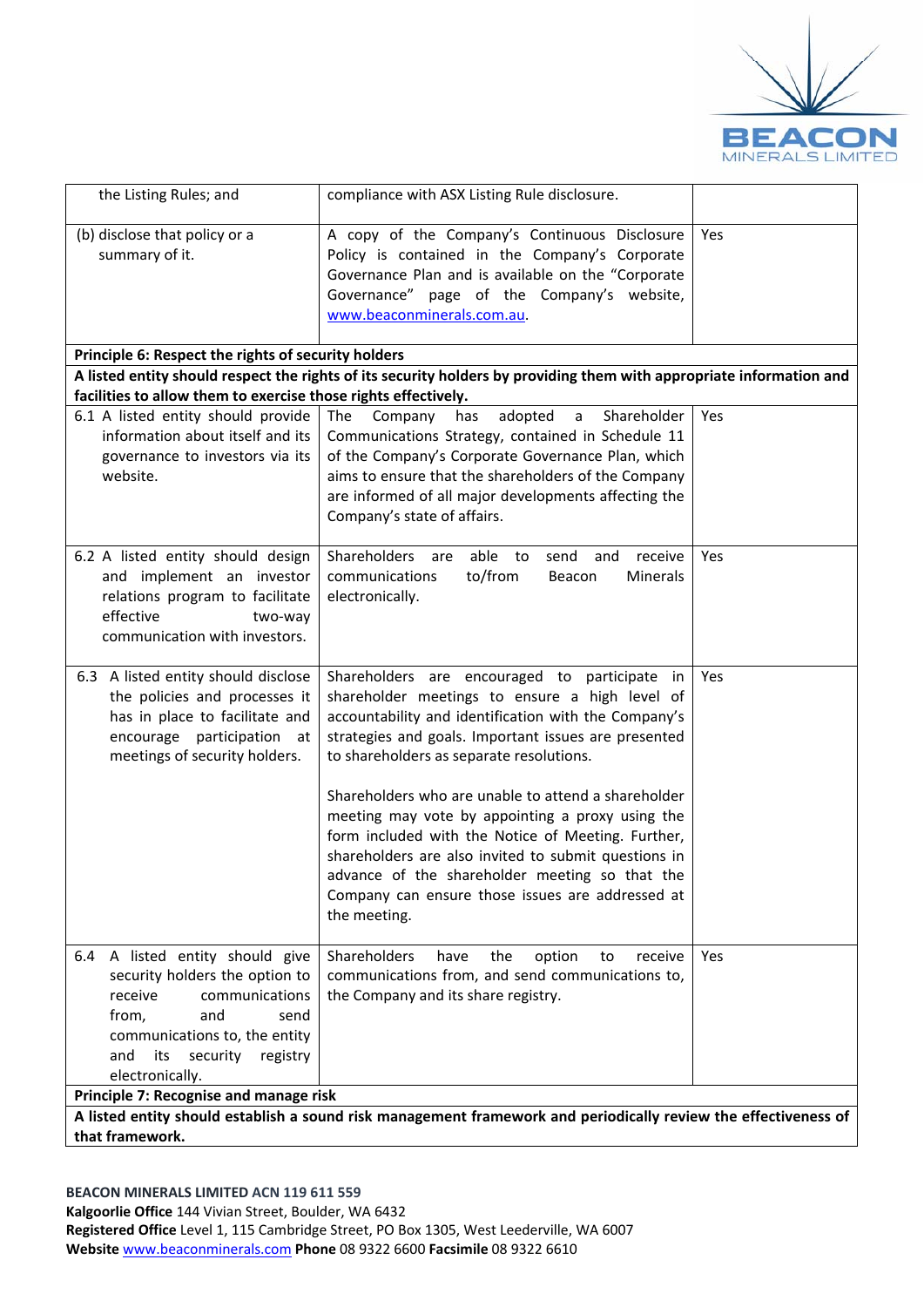| | | |
|---|---|---|
| the Listing Rules; and | compliance with ASX Listing Rule disclosure. | |
| (b) disclose that policy or a summary of it. | A copy of the Company's Continuous Disclosure Policy is contained in the Company's Corporate Governance Plan and is available on the "Corporate Governance" page of the Company's website, www.beaconminerals.com.au. | Yes |
| **Principle 6: Respect the rights of security holders** | | |
| **A listed entity should respect the rights of its security holders by providing them with appropriate information and facilities to allow them to exercise those rights effectively.** | | |
| 6.1 A listed entity should provide information about itself and its governance to investors via its website. | The Company has adopted a Shareholder Communications Strategy, contained in Schedule 11 of the Company's Corporate Governance Plan, which aims to ensure that the shareholders of the Company are informed of all major developments affecting the Company's state of affairs. | Yes |
| 6.2 A listed entity should design and implement an investor relations program to facilitate effective two-way communication with investors. | Shareholders are able to send and receive communications to/from Beacon Minerals electronically. | Yes |
| 6.3 A listed entity should disclose the policies and processes it has in place to facilitate and encourage participation at meetings of security holders. | Shareholders are encouraged to participate in shareholder meetings to ensure a high level of accountability and identification with the Company's strategies and goals. Important issues are presented to shareholders as separate resolutions.<br><br>Shareholders who are unable to attend a shareholder meeting may vote by appointing a proxy using the form included with the Notice of Meeting. Further, shareholders are also invited to submit questions in advance of the shareholder meeting so that the Company can ensure those issues are addressed at the meeting. | Yes |
| 6.4 A listed entity should give security holders the option to receive communications from, and send communications to, the entity and its security registry electronically. | Shareholders have the option to receive communications from, and send communications to, the Company and its share registry. | Yes |
| **Principle 7: Recognise and manage risk** | | |
| **A listed entity should establish a sound risk management framework and periodically review the effectiveness of that framework.** | | |

**BEACON MINERALS LIMITED ACN 119 611 559**
**Kalgoorlie Office** 144 Vivian Street, Boulder, WA 6432
**Registered Office** Level 1, 115 Cambridge Street, PO Box 1305, West Leederville, WA 6007
**Website** www.beaconminerals.com **Phone** 08 9322 6600 **Facsimile** 08 9322 6610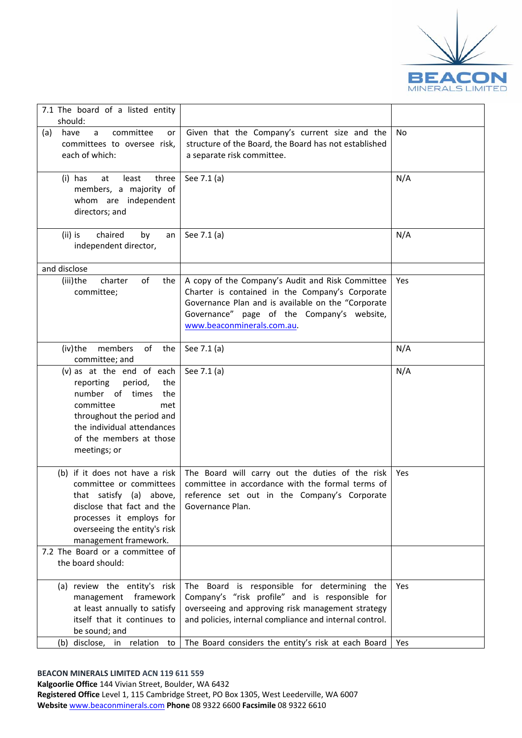| | | |
|---|---|---|
| 7.1 The board of a listed entity should: | | |
| (a) have a committee or committees to oversee risk, each of which: | Given that the Company's current size and the structure of the Board, the Board has not established a separate risk committee. | No |
| (i) has at least three members, a majority of whom are independent directors; and | See 7.1 (a) | N/A |
| (ii) is chaired by an independent director, | See 7.1 (a) | N/A |
| and disclose | | |
| (iii) the charter of the committee; | A copy of the Company's Audit and Risk Committee Charter is contained in the Company's Corporate Governance Plan and is available on the "Corporate Governance" page of the Company's website, www.beaconminerals.com.au. | Yes |
| (iv) the members of the committee; and | See 7.1 (a) | N/A |
| (v) as at the end of each reporting period, the number of times the committee met throughout the period and the individual attendances of the members at those meetings; or | See 7.1 (a) | N/A |
| (b) if it does not have a risk committee or committees that satisfy (a) above, disclose that fact and the processes it employs for overseeing the entity's risk management framework. | The Board will carry out the duties of the risk committee in accordance with the formal terms of reference set out in the Company's Corporate Governance Plan. | Yes |
| 7.2 The Board or a committee of the board should: | | |
| (a) review the entity's risk management framework at least annually to satisfy itself that it continues to be sound; and | The Board is responsible for determining the Company's "risk profile" and is responsible for overseeing and approving risk management strategy and policies, internal compliance and internal control. | Yes |
| (b) disclose, in relation to | The Board considers the entity's risk at each Board | Yes |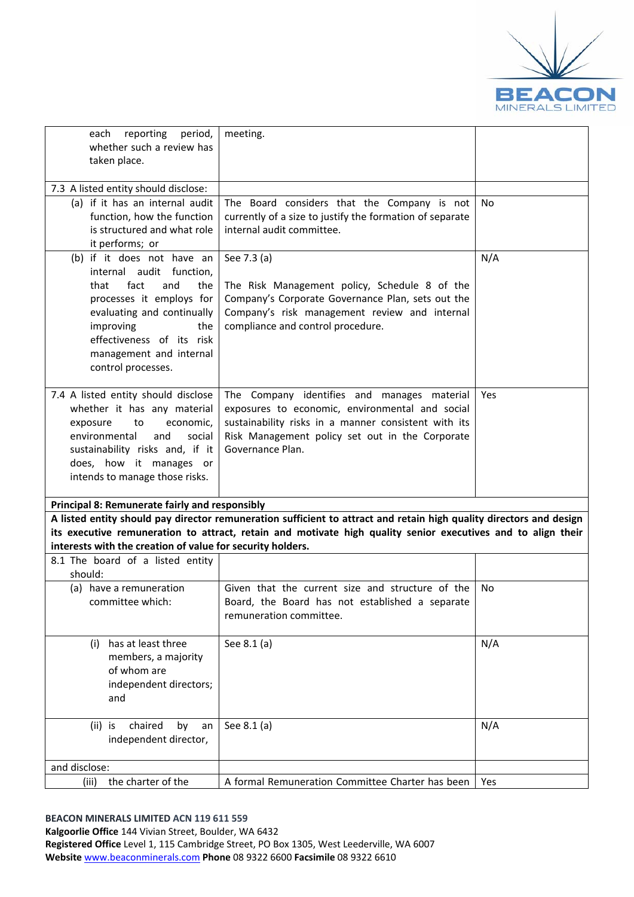| | | |
|---|---|---|
| each reporting period, whether such a review has taken place. | meeting. | |
| 7.3 A listed entity should disclose: | | |
| (a) if it has an internal audit function, how the function is structured and what role it performs; or | The Board considers that the Company is not currently of a size to justify the formation of separate internal audit committee. | No |
| (b) if it does not have an internal audit function, that fact and the processes it employs for evaluating and continually improving the effectiveness of its risk management and internal control processes. | See 7.3 (a)<br><br>The Risk Management policy, Schedule 8 of the Company's Corporate Governance Plan, sets out the Company's risk management review and internal compliance and control procedure. | N/A |
| 7.4 A listed entity should disclose whether it has any material exposure to economic, environmental and social sustainability risks and, if it does, how it manages or intends to manage those risks. | The Company identifies and manages material exposures to economic, environmental and social sustainability risks in a manner consistent with its Risk Management policy set out in the Corporate Governance Plan. | Yes |
| **Principal 8: Remunerate fairly and responsibly** | | |
| **A listed entity should pay director remuneration sufficient to attract and retain high quality directors and design its executive remuneration to attract, retain and motivate high quality senior executives and to align their interests with the creation of value for security holders.** | | |
| 8.1 The board of a listed entity should: | | |
| (a) have a remuneration committee which: | Given that the current size and structure of the Board, the Board has not established a separate remuneration committee. | No |
| (i) has at least three members, a majority of whom are independent directors; and | See 8.1 (a) | N/A |
| (ii) is chaired by an independent director, | See 8.1 (a) | N/A |
| and disclose: | | |
| (iii) the charter of the | A formal Remuneration Committee Charter has been | Yes |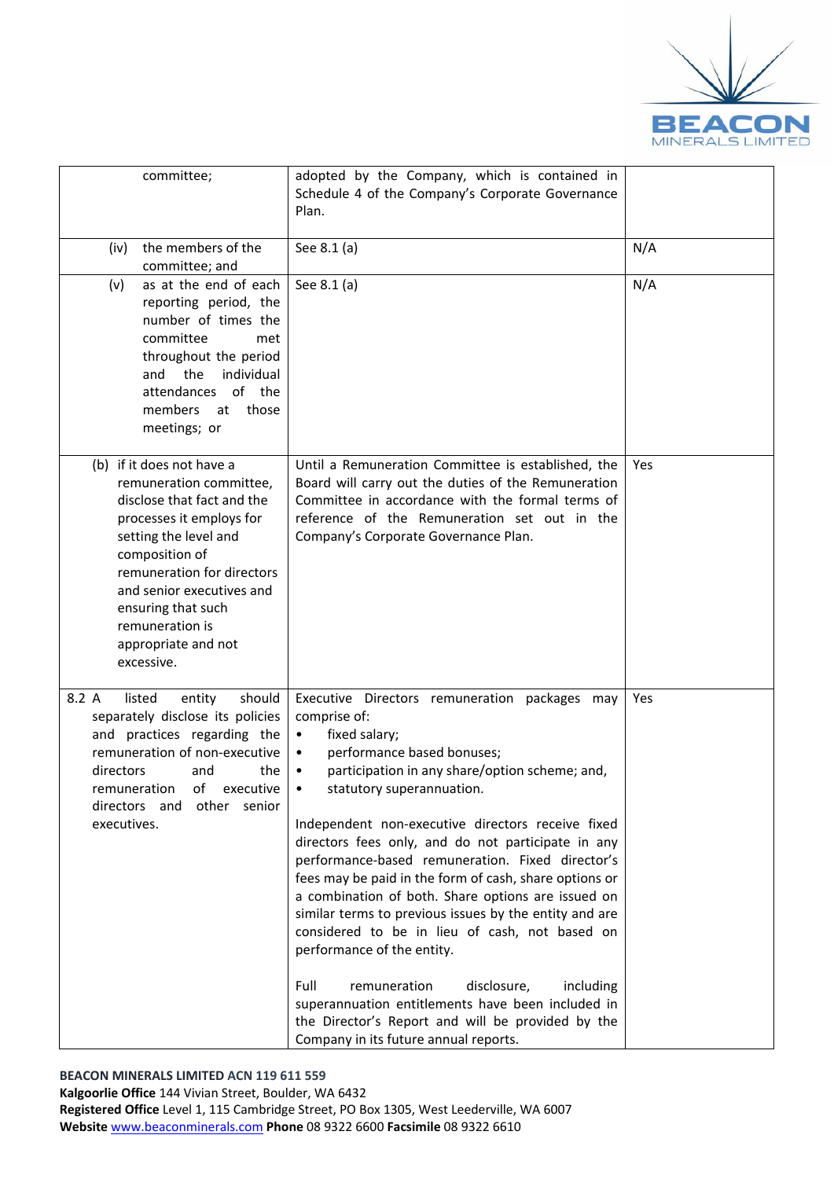| committee; | adopted by the Company, which is contained in Schedule 4 of the Company's Corporate Governance Plan. | |
|---|---|---|
| (iv) the members of the committee; and | See 8.1 (a) | N/A |
| (v) as at the end of each reporting period, the number of times the committee met throughout the period and the individual attendances of the members at those meetings; or | See 8.1 (a) | N/A |
| (b) if it does not have a remuneration committee, disclose that fact and the processes it employs for setting the level and composition of remuneration for directors and senior executives and ensuring that such remuneration is appropriate and not excessive. | Until a Remuneration Committee is established, the Board will carry out the duties of the Remuneration Committee in accordance with the formal terms of reference of the Remuneration set out in the Company's Corporate Governance Plan. | Yes |
| 8.2 A listed entity should separately disclose its policies and practices regarding the remuneration of non-executive directors and the remuneration of executive directors and other senior executives. | Executive Directors remuneration packages may comprise of:<br>• fixed salary;<br>• performance based bonuses;<br>• participation in any share/option scheme; and,<br>• statutory superannuation.<br><br>Independent non-executive directors receive fixed directors fees only, and do not participate in any performance-based remuneration. Fixed director's fees may be paid in the form of cash, share options or a combination of both. Share options are issued on similar terms to previous issues by the entity and are considered to be in lieu of cash, not based on performance of the entity.<br><br>Full remuneration disclosure, including superannuation entitlements have been included in the Director's Report and will be provided by the Company in its future annual reports. | Yes |

**BEACON MINERALS LIMITED ACN 119 611 559**
**Kalgoorlie Office** 144 Vivian Street, Boulder, WA 6432
**Registered Office** Level 1, 115 Cambridge Street, PO Box 1305, West Leederville, WA 6007
**Website** www.beaconminerals.com **Phone** 08 9322 6600 **Facsimile** 08 9322 6610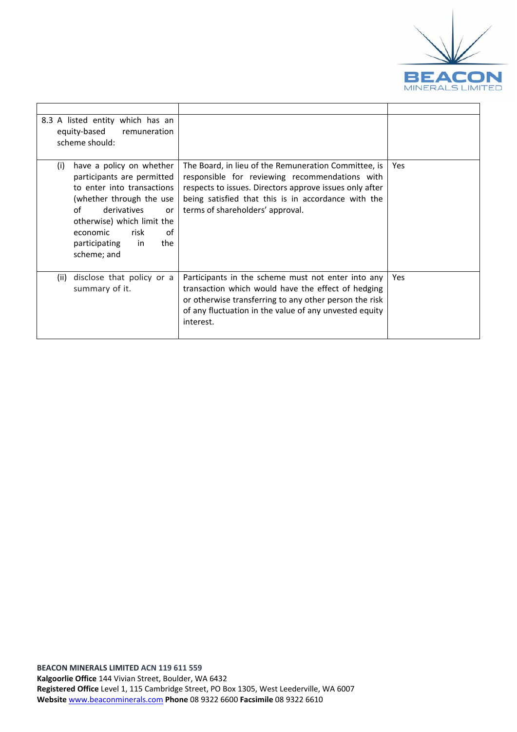| | | |
|---|---|---|
| 8.3 A listed entity which has an equity-based remuneration scheme should: | | |
| (i) have a policy on whether participants are permitted to enter into transactions (whether through the use of derivatives or otherwise) which limit the economic risk of participating in the scheme; and | The Board, in lieu of the Remuneration Committee, is responsible for reviewing recommendations with respects to issues. Directors approve issues only after being satisfied that this is in accordance with the terms of shareholders' approval. | Yes |
| (ii) disclose that policy or a summary of it. | Participants in the scheme must not enter into any transaction which would have the effect of hedging or otherwise transferring to any other person the risk of any fluctuation in the value of any unvested equity interest. | Yes |